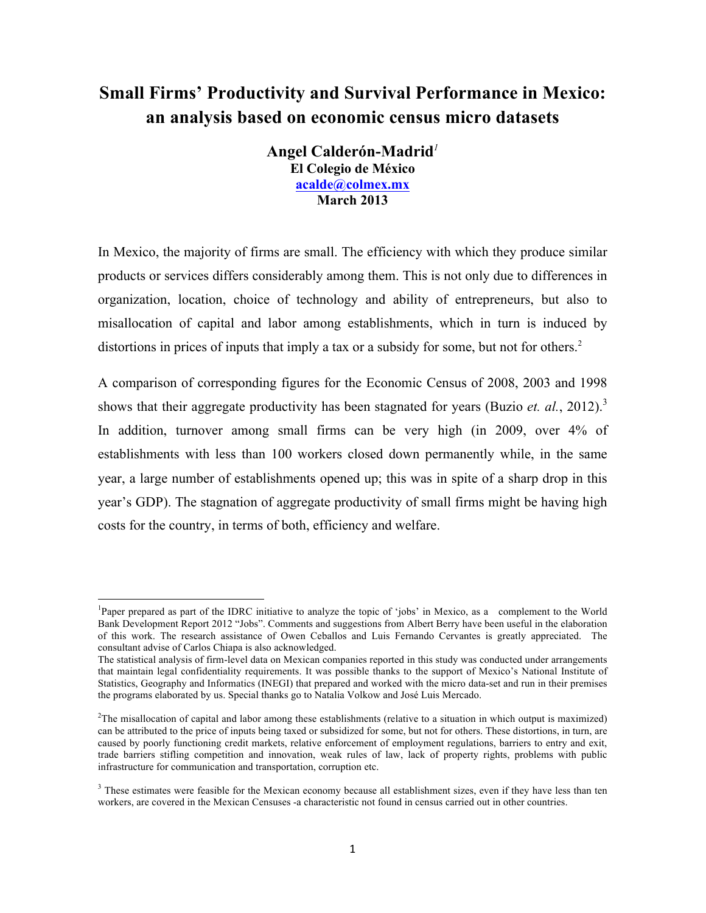# Small Firms' Productivity and Survival Performance in Mexico: an analysis based on economic census micro datasets

**Angel Calderón-Madrid**[1]
**El Colegio de México**
**acalde@colmex.mx**
**March 2013**

In Mexico, the majority of firms are small. The efficiency with which they produce similar products or services differs considerably among them. This is not only due to differences in organization, location, choice of technology and ability of entrepreneurs, but also to misallocation of capital and labor among establishments, which in turn is induced by distortions in prices of inputs that imply a tax or a subsidy for some, but not for others.[2]

A comparison of corresponding figures for the Economic Census of 2008, 2003 and 1998 shows that their aggregate productivity has been stagnated for years (Buzio *et. al.*, 2012).[3] In addition, turnover among small firms can be very high (in 2009, over 4% of establishments with less than 100 workers closed down permanently while, in the same year, a large number of establishments opened up; this was in spite of a sharp drop in this year's GDP). The stagnation of aggregate productivity of small firms might be having high costs for the country, in terms of both, efficiency and welfare.

---

[1]Paper prepared as part of the IDRC initiative to analyze the topic of 'jobs' in Mexico, as a complement to the World Bank Development Report 2012 "Jobs". Comments and suggestions from Albert Berry have been useful in the elaboration of this work. The research assistance of Owen Ceballos and Luis Fernando Cervantes is greatly appreciated. The consultant advise of Carlos Chiapa is also acknowledged.
The statistical analysis of firm-level data on Mexican companies reported in this study was conducted under arrangements that maintain legal confidentiality requirements. It was possible thanks to the support of Mexico's National Institute of Statistics, Geography and Informatics (INEGI) that prepared and worked with the micro data-set and run in their premises the programs elaborated by us. Special thanks go to Natalia Volkow and José Luis Mercado.

[2]The misallocation of capital and labor among these establishments (relative to a situation in which output is maximized) can be attributed to the price of inputs being taxed or subsidized for some, but not for others. These distortions, in turn, are caused by poorly functioning credit markets, relative enforcement of employment regulations, barriers to entry and exit, trade barriers stifling competition and innovation, weak rules of law, lack of property rights, problems with public infrastructure for communication and transportation, corruption etc.

[3] These estimates were feasible for the Mexican economy because all establishment sizes, even if they have less than ten workers, are covered in the Mexican Censuses -a characteristic not found in census carried out in other countries.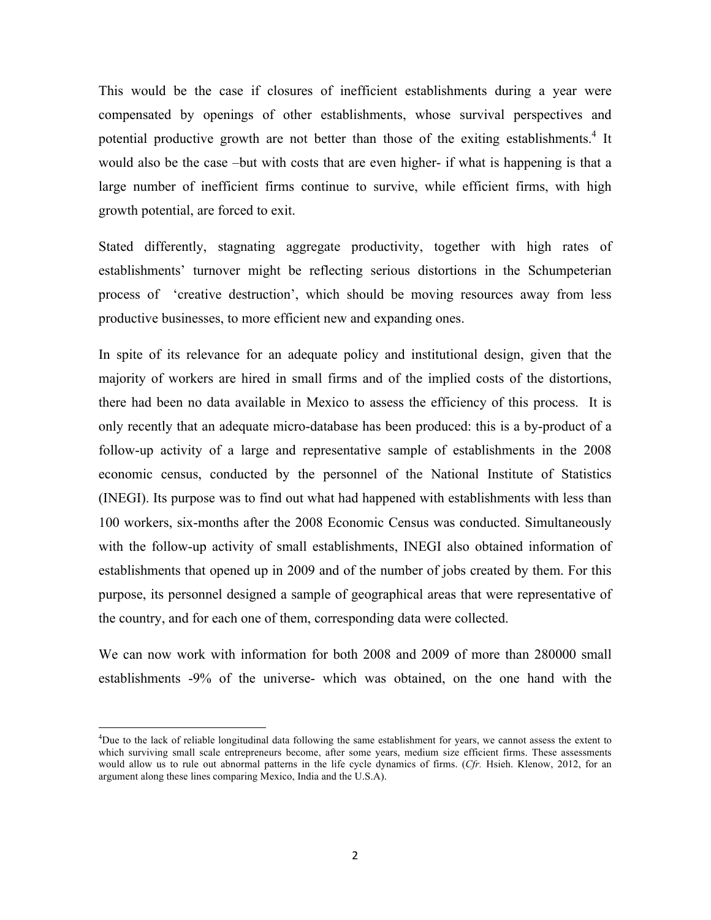This would be the case if closures of inefficient establishments during a year were compensated by openings of other establishments, whose survival perspectives and potential productive growth are not better than those of the exiting establishments.[4] It would also be the case –but with costs that are even higher- if what is happening is that a large number of inefficient firms continue to survive, while efficient firms, with high growth potential, are forced to exit.

Stated differently, stagnating aggregate productivity, together with high rates of establishments' turnover might be reflecting serious distortions in the Schumpeterian process of 'creative destruction', which should be moving resources away from less productive businesses, to more efficient new and expanding ones.

In spite of its relevance for an adequate policy and institutional design, given that the majority of workers are hired in small firms and of the implied costs of the distortions, there had been no data available in Mexico to assess the efficiency of this process. It is only recently that an adequate micro-database has been produced: this is a by-product of a follow-up activity of a large and representative sample of establishments in the 2008 economic census, conducted by the personnel of the National Institute of Statistics (INEGI). Its purpose was to find out what had happened with establishments with less than 100 workers, six-months after the 2008 Economic Census was conducted. Simultaneously with the follow-up activity of small establishments, INEGI also obtained information of establishments that opened up in 2009 and of the number of jobs created by them. For this purpose, its personnel designed a sample of geographical areas that were representative of the country, and for each one of them, corresponding data were collected.

We can now work with information for both 2008 and 2009 of more than 280000 small establishments -9% of the universe- which was obtained, on the one hand with the

[4]Due to the lack of reliable longitudinal data following the same establishment for years, we cannot assess the extent to which surviving small scale entrepreneurs become, after some years, medium size efficient firms. These assessments would allow us to rule out abnormal patterns in the life cycle dynamics of firms. (*Cfr.* Hsieh. Klenow, 2012, for an argument along these lines comparing Mexico, India and the U.S.A).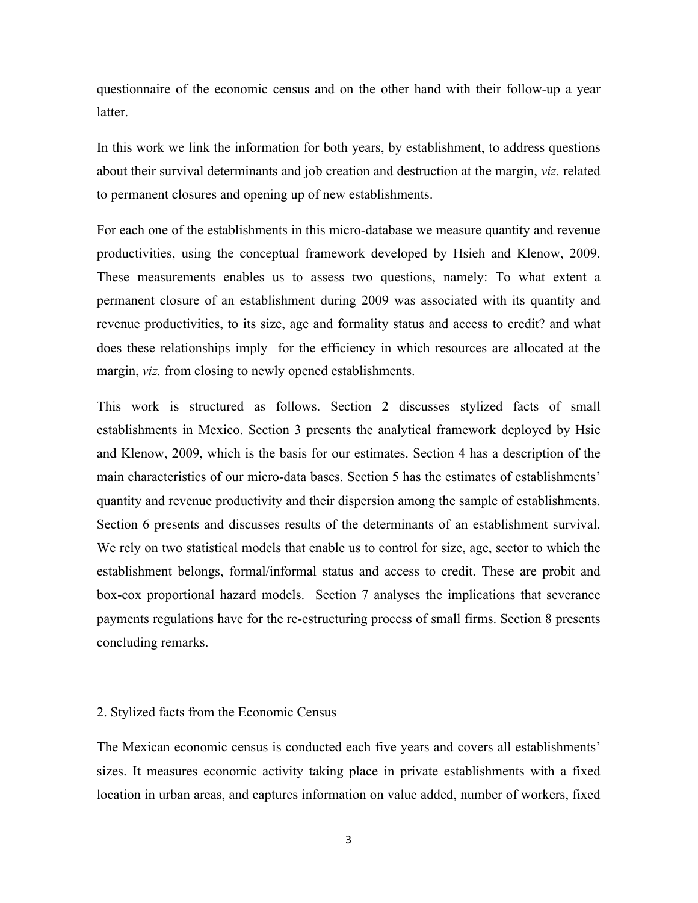questionnaire of the economic census and on the other hand with their follow-up a year latter.

In this work we link the information for both years, by establishment, to address questions about their survival determinants and job creation and destruction at the margin, *viz.* related to permanent closures and opening up of new establishments.

For each one of the establishments in this micro-database we measure quantity and revenue productivities, using the conceptual framework developed by Hsieh and Klenow, 2009. These measurements enables us to assess two questions, namely: To what extent a permanent closure of an establishment during 2009 was associated with its quantity and revenue productivities, to its size, age and formality status and access to credit? and what does these relationships imply for the efficiency in which resources are allocated at the margin, *viz.* from closing to newly opened establishments.

This work is structured as follows. Section 2 discusses stylized facts of small establishments in Mexico. Section 3 presents the analytical framework deployed by Hsie and Klenow, 2009, which is the basis for our estimates. Section 4 has a description of the main characteristics of our micro-data bases. Section 5 has the estimates of establishments' quantity and revenue productivity and their dispersion among the sample of establishments. Section 6 presents and discusses results of the determinants of an establishment survival. We rely on two statistical models that enable us to control for size, age, sector to which the establishment belongs, formal/informal status and access to credit. These are probit and box-cox proportional hazard models. Section 7 analyses the implications that severance payments regulations have for the re-estructuring process of small firms. Section 8 presents concluding remarks.

## 2. Stylized facts from the Economic Census

The Mexican economic census is conducted each five years and covers all establishments' sizes. It measures economic activity taking place in private establishments with a fixed location in urban areas, and captures information on value added, number of workers, fixed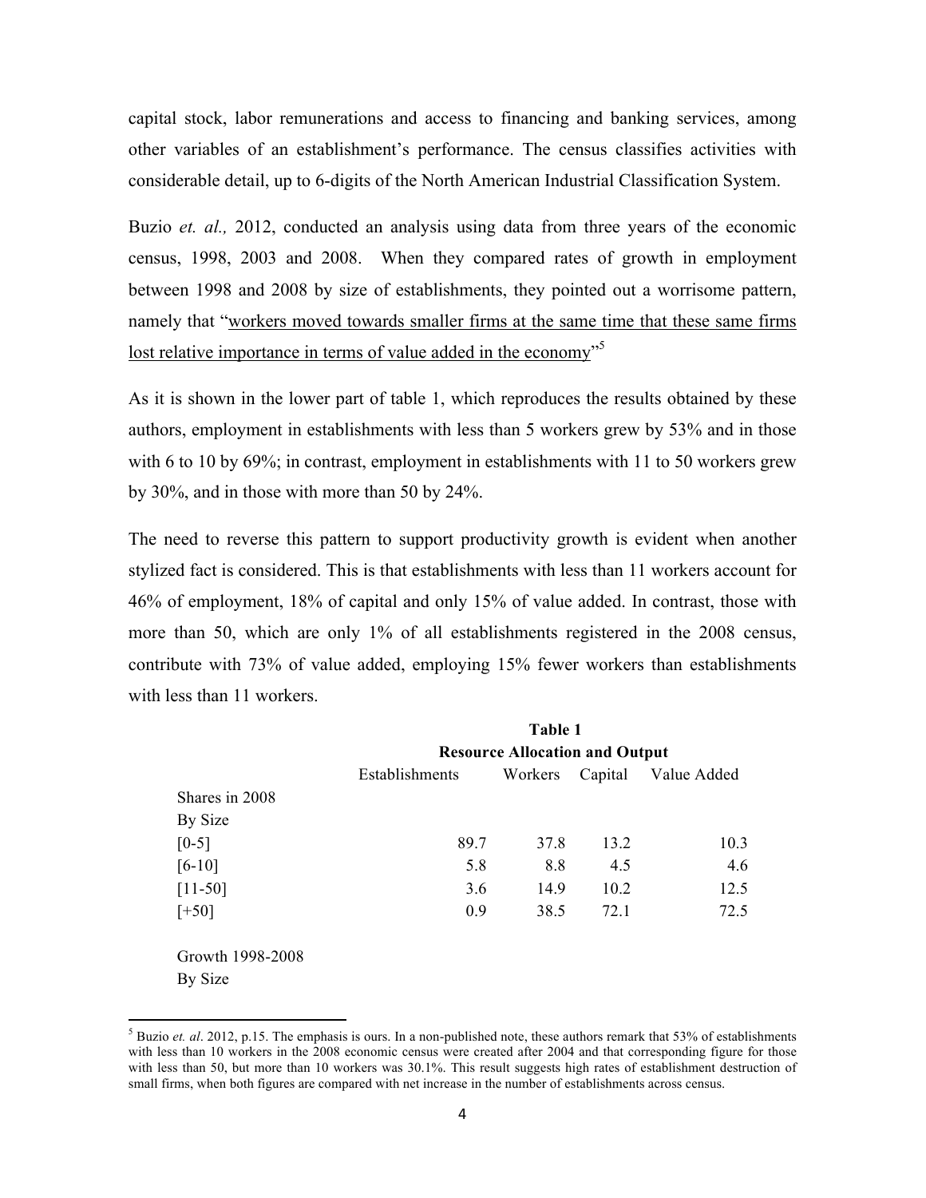capital stock, labor remunerations and access to financing and banking services, among other variables of an establishment's performance. The census classifies activities with considerable detail, up to 6-digits of the North American Industrial Classification System.

Buzio *et. al.,* 2012, conducted an analysis using data from three years of the economic census, 1998, 2003 and 2008. When they compared rates of growth in employment between 1998 and 2008 by size of establishments, they pointed out a worrisome pattern, namely that "<u>workers moved towards smaller firms at the same time that these same firms lost relative importance in terms of value added in the economy</u>"[5]

As it is shown in the lower part of table 1, which reproduces the results obtained by these authors, employment in establishments with less than 5 workers grew by 53% and in those with 6 to 10 by 69%; in contrast, employment in establishments with 11 to 50 workers grew by 30%, and in those with more than 50 by 24%.

The need to reverse this pattern to support productivity growth is evident when another stylized fact is considered. This is that establishments with less than 11 workers account for 46% of employment, 18% of capital and only 15% of value added. In contrast, those with more than 50, which are only 1% of all establishments registered in the 2008 census, contribute with 73% of value added, employing 15% fewer workers than establishments with less than 11 workers.

**Table 1**
**Resource Allocation and Output**

| | Establishments | Workers | Capital | Value Added |
|---|---|---|---|---|
| Shares in 2008 | | | | |
| By Size | | | | |
| [0-5] | 89.7 | 37.8 | 13.2 | 10.3 |
| [6-10] | 5.8 | 8.8 | 4.5 | 4.6 |
| [11-50] | 3.6 | 14.9 | 10.2 | 12.5 |
| [+50] | 0.9 | 38.5 | 72.1 | 72.5 |
| | | | | |
| Growth 1998-2008 | | | | |
| By Size | | | | |

[5] Buzio *et. al*. 2012, p.15. The emphasis is ours. In a non-published note, these authors remark that 53% of establishments with less than 10 workers in the 2008 economic census were created after 2004 and that corresponding figure for those with less than 50, but more than 10 workers was 30.1%. This result suggests high rates of establishment destruction of small firms, when both figures are compared with net increase in the number of establishments across census.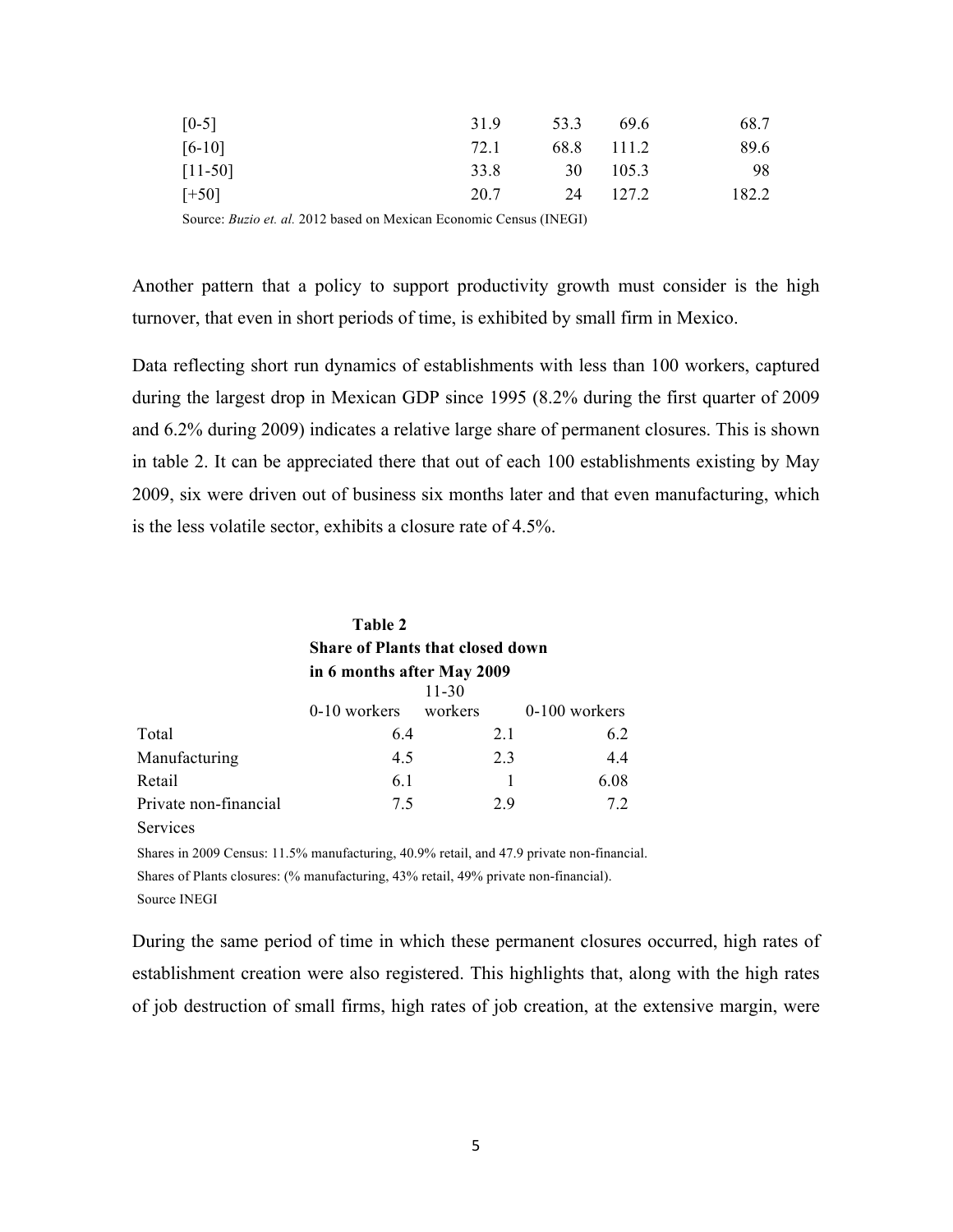| | | | | |
|---|---|---|---|---|
| [0-5] | 31.9 | 53.3 | 69.6 | 68.7 |
| [6-10] | 72.1 | 68.8 | 111.2 | 89.6 |
| [11-50] | 33.8 | 30 | 105.3 | 98 |
| [+50] | 20.7 | 24 | 127.2 | 182.2 |

Source: *Buzio et. al.* 2012 based on Mexican Economic Census (INEGI)

Another pattern that a policy to support productivity growth must consider is the high turnover, that even in short periods of time, is exhibited by small firm in Mexico.

Data reflecting short run dynamics of establishments with less than 100 workers, captured during the largest drop in Mexican GDP since 1995 (8.2% during the first quarter of 2009 and 6.2% during 2009) indicates a relative large share of permanent closures. This is shown in table 2. It can be appreciated there that out of each 100 establishments existing by May 2009, six were driven out of business six months later and that even manufacturing, which is the less volatile sector, exhibits a closure rate of 4.5%.

**Table 2**
**Share of Plants that closed down in 6 months after May 2009**

| | 0-10 workers | 11-30 workers | 0-100 workers |
|---|---|---|---|
| Total | 6.4 | 2.1 | 6.2 |
| Manufacturing | 4.5 | 2.3 | 4.4 |
| Retail | 6.1 | 1 | 6.08 |
| Private non-financial Services | 7.5 | 2.9 | 7.2 |

Shares in 2009 Census: 11.5% manufacturing, 40.9% retail, and 47.9 private non-financial.
Shares of Plants closures: (% manufacturing, 43% retail, 49% private non-financial).
Source INEGI

During the same period of time in which these permanent closures occurred, high rates of establishment creation were also registered. This highlights that, along with the high rates of job destruction of small firms, high rates of job creation, at the extensive margin, were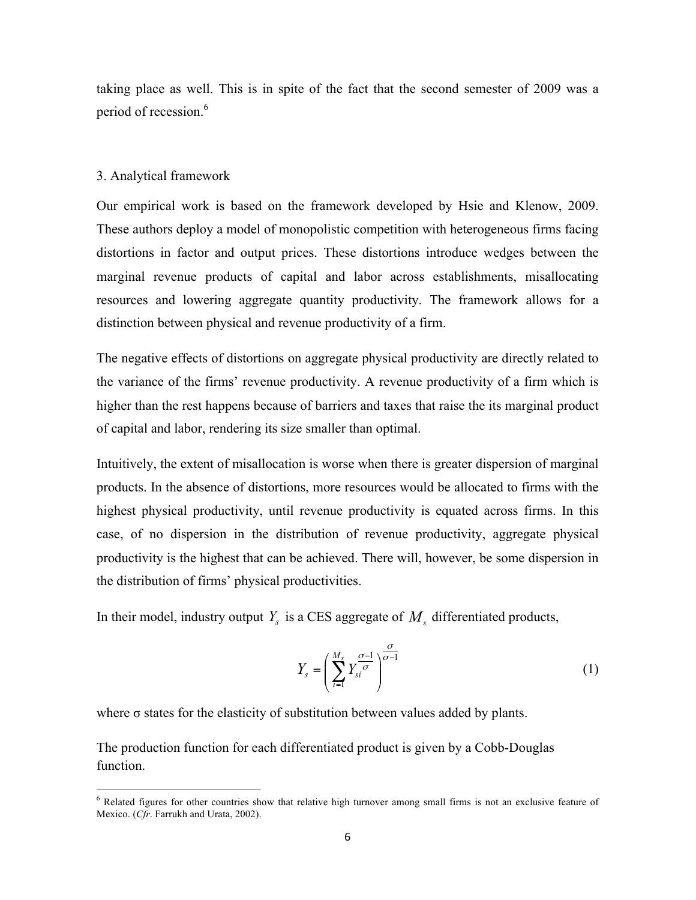taking place as well. This is in spite of the fact that the second semester of 2009 was a period of recession.[6]

## 3. Analytical framework

Our empirical work is based on the framework developed by Hsie and Klenow, 2009. These authors deploy a model of monopolistic competition with heterogeneous firms facing distortions in factor and output prices. These distortions introduce wedges between the marginal revenue products of capital and labor across establishments, misallocating resources and lowering aggregate quantity productivity. The framework allows for a distinction between physical and revenue productivity of a firm.

The negative effects of distortions on aggregate physical productivity are directly related to the variance of the firms' revenue productivity. A revenue productivity of a firm which is higher than the rest happens because of barriers and taxes that raise the its marginal product of capital and labor, rendering its size smaller than optimal.

Intuitively, the extent of misallocation is worse when there is greater dispersion of marginal products. In the absence of distortions, more resources would be allocated to firms with the highest physical productivity, until revenue productivity is equated across firms. In this case, of no dispersion in the distribution of revenue productivity, aggregate physical productivity is the highest that can be achieved. There will, however, be some dispersion in the distribution of firms' physical productivities.

In their model, industry output $Y_s$ is a CES aggregate of $M_s$ differentiated products,

$$Y_s = \left( \sum_{i=1}^{M_s} Y_{si}^{\frac{\sigma-1}{\sigma}} \right)^{\frac{\sigma}{\sigma-1}} \tag{1}$$

where σ states for the elasticity of substitution between values added by plants.

The production function for each differentiated product is given by a Cobb-Douglas function.

[6] Related figures for other countries show that relative high turnover among small firms is not an exclusive feature of Mexico. (*Cfr*. Farrukh and Urata, 2002).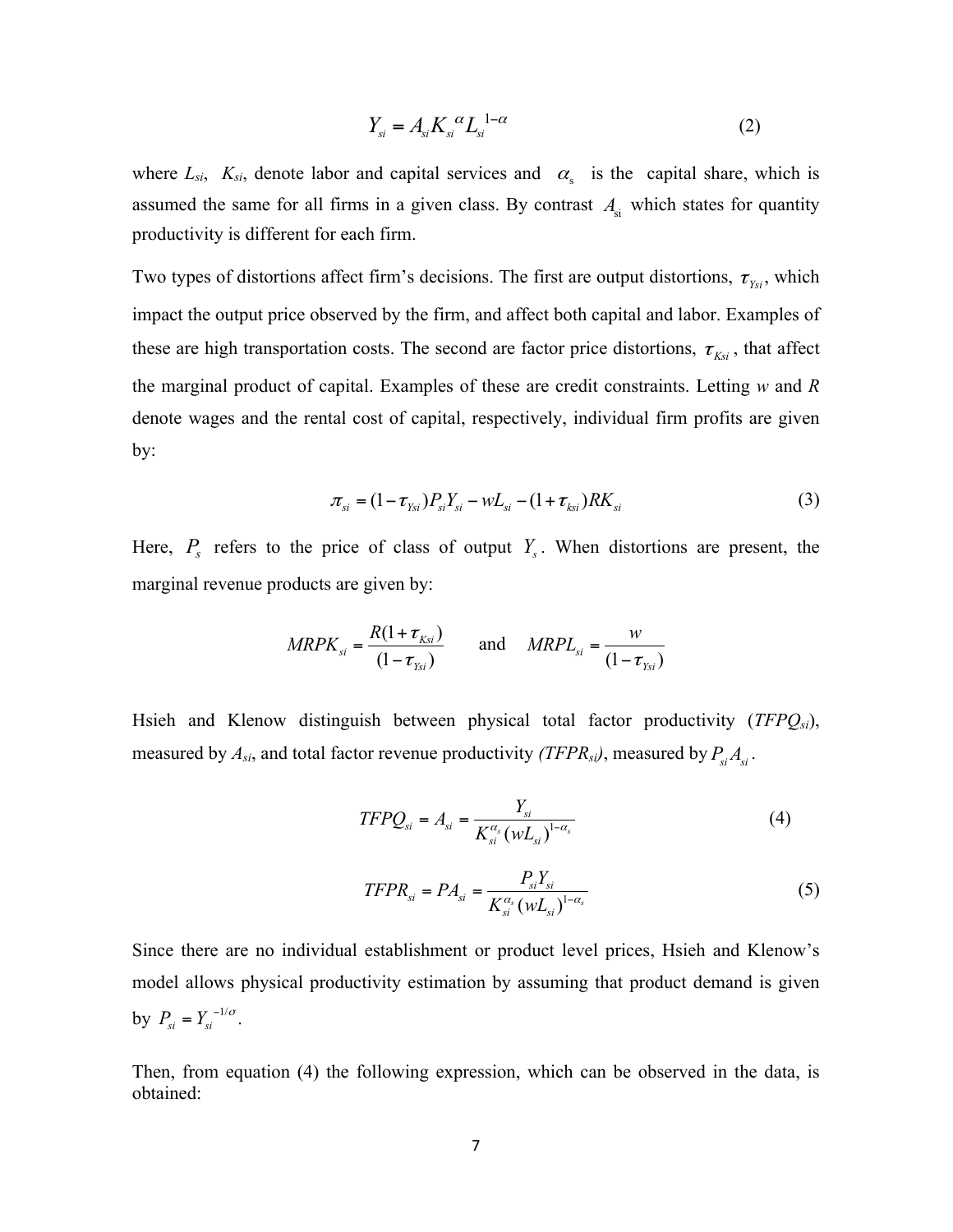$$Y_{si} = A_{si} K_{si}^{\alpha} L_{si}^{1-\alpha} \tag{2}$$

where $L_{si}$, $K_{si}$, denote labor and capital services and $\alpha_s$ is the capital share, which is assumed the same for all firms in a given class. By contrast $A_{si}$ which states for quantity productivity is different for each firm.

Two types of distortions affect firm's decisions. The first are output distortions, $\tau_{Ysi}$, which impact the output price observed by the firm, and affect both capital and labor. Examples of these are high transportation costs. The second are factor price distortions, $\tau_{Ksi}$, that affect the marginal product of capital. Examples of these are credit constraints. Letting *w* and *R* denote wages and the rental cost of capital, respectively, individual firm profits are given by:

$$\pi_{si} = (1-\tau_{Ysi}) P_{si} Y_{si} - wL_{si} - (1+\tau_{ksi}) RK_{si} \tag{3}$$

Here, $P_s$ refers to the price of class of output $Y_s$. When distortions are present, the marginal revenue products are given by:

$$MRPK_{si} = \frac{R(1+\tau_{Ksi})}{(1-\tau_{Ysi})} \quad \text{and} \quad MRPL_{si} = \frac{w}{(1-\tau_{Ysi})}$$

Hsieh and Klenow distinguish between physical total factor productivity ($TFPQ_{si}$), measured by $A_{si}$, and total factor revenue productivity *($TFPR_{si}$)*, measured by $P_{si}A_{si}$.

$$TFPQ_{si} = A_{si} = \frac{Y_{si}}{K_{si}^{\alpha_s} (wL_{si})^{1-\alpha_s}} \tag{4}$$

$$TFPR_{si} = PA_{si} = \frac{P_{si} Y_{si}}{K_{si}^{\alpha_s} (wL_{si})^{1-\alpha_s}} \tag{5}$$

Since there are no individual establishment or product level prices, Hsieh and Klenow's model allows physical productivity estimation by assuming that product demand is given by $P_{si} = Y_{si}^{-1/\sigma}$.

Then, from equation (4) the following expression, which can be observed in the data, is obtained: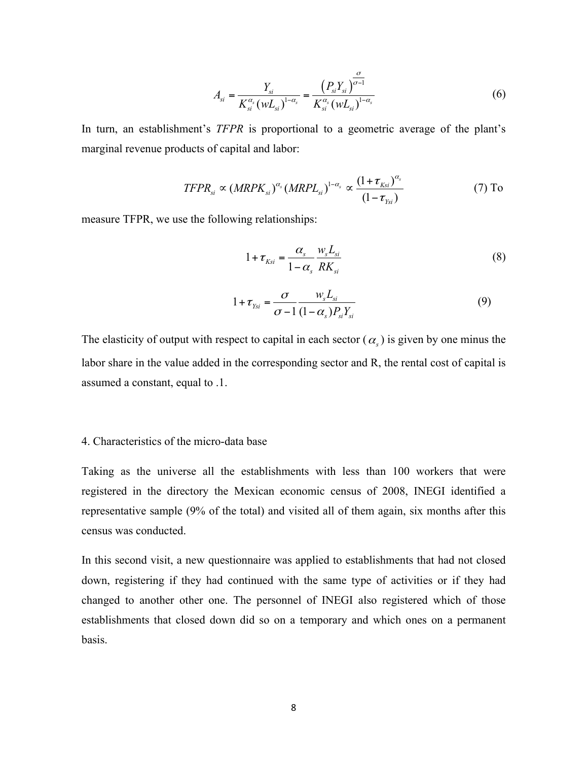$$A_{si} = \frac{Y_{si}}{K_{si}^{\alpha_s}(wL_{si})^{1-\alpha_s}} = \frac{\left(P_{si}Y_{si}\right)^{\frac{\sigma}{\sigma-1}}}{K_{si}^{\alpha_s}(wL_{si})^{1-\alpha_s}} \tag{6}$$

In turn, an establishment's *TFPR* is proportional to a geometric average of the plant's marginal revenue products of capital and labor:

$$TFPR_{si} \propto (MRPK_{si})^{\alpha_s}(MRPL_{si})^{1-\alpha_s} \propto \frac{(1+\tau_{Ksi})^{\alpha_s}}{(1-\tau_{Ysi})} \tag{7}$$

To measure TFPR, we use the following relationships:

$$1+\tau_{Ksi} = \frac{\alpha_s}{1-\alpha_s}\frac{w_s L_{si}}{RK_{si}} \tag{8}$$

$$1+\tau_{Ysi} = \frac{\sigma}{\sigma-1}\frac{w_s L_{si}}{(1-\alpha_s)P_{si}Y_{si}} \tag{9}$$

The elasticity of output with respect to capital in each sector ($\alpha_s$) is given by one minus the labor share in the value added in the corresponding sector and R, the rental cost of capital is assumed a constant, equal to .1.

## 4. Characteristics of the micro-data base

Taking as the universe all the establishments with less than 100 workers that were registered in the directory the Mexican economic census of 2008, INEGI identified a representative sample (9% of the total) and visited all of them again, six months after this census was conducted.

In this second visit, a new questionnaire was applied to establishments that had not closed down, registering if they had continued with the same type of activities or if they had changed to another other one. The personnel of INEGI also registered which of those establishments that closed down did so on a temporary and which ones on a permanent basis.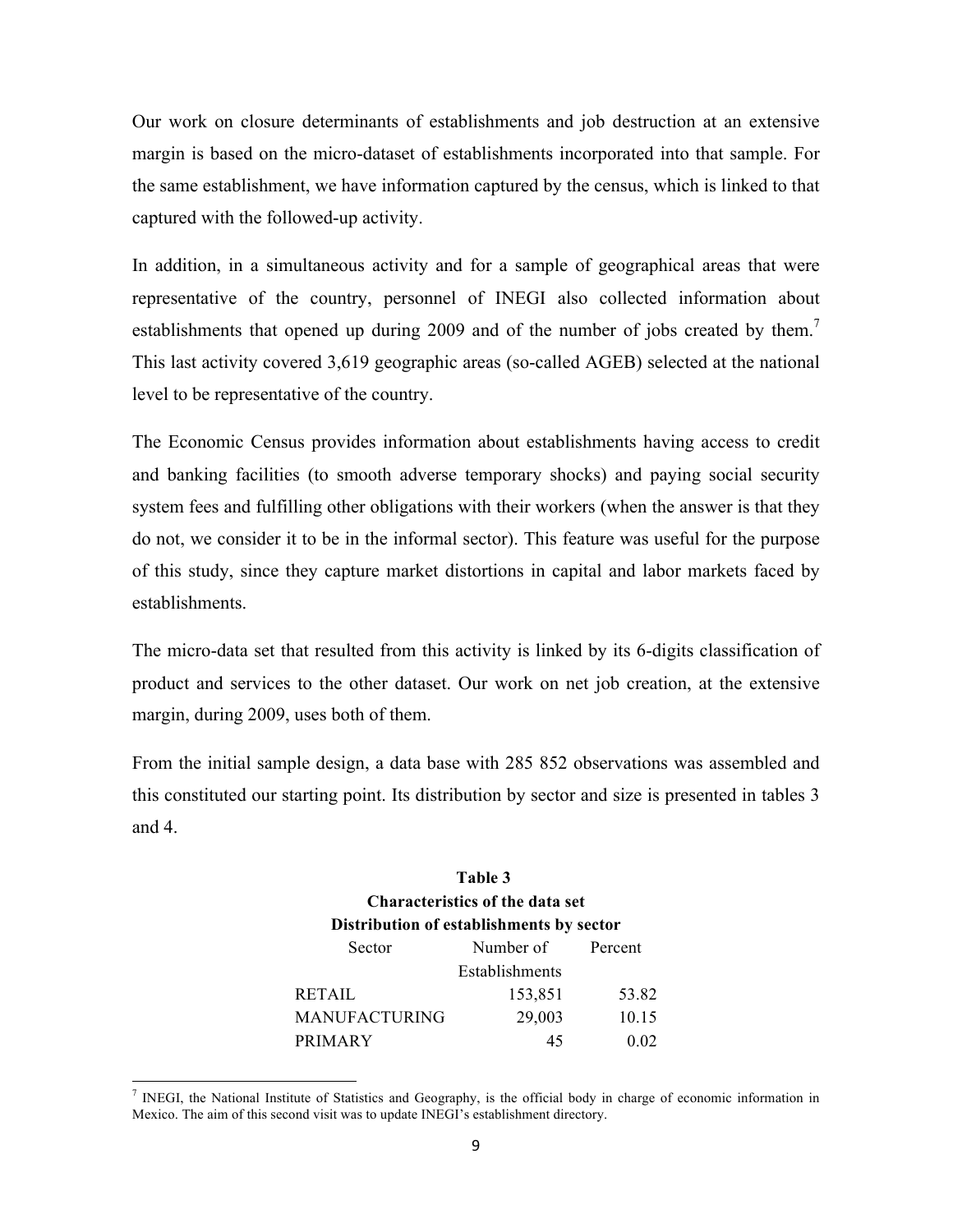Our work on closure determinants of establishments and job destruction at an extensive margin is based on the micro-dataset of establishments incorporated into that sample. For the same establishment, we have information captured by the census, which is linked to that captured with the followed-up activity.

In addition, in a simultaneous activity and for a sample of geographical areas that were representative of the country, personnel of INEGI also collected information about establishments that opened up during 2009 and of the number of jobs created by them.[7] This last activity covered 3,619 geographic areas (so-called AGEB) selected at the national level to be representative of the country.

The Economic Census provides information about establishments having access to credit and banking facilities (to smooth adverse temporary shocks) and paying social security system fees and fulfilling other obligations with their workers (when the answer is that they do not, we consider it to be in the informal sector). This feature was useful for the purpose of this study, since they capture market distortions in capital and labor markets faced by establishments.

The micro-data set that resulted from this activity is linked by its 6-digits classification of product and services to the other dataset. Our work on net job creation, at the extensive margin, during 2009, uses both of them.

From the initial sample design, a data base with 285 852 observations was assembled and this constituted our starting point. Its distribution by sector and size is presented in tables 3 and 4.

**Table 3**
**Characteristics of the data set**
**Distribution of establishments by sector**

| Sector | Number of Establishments | Percent |
|---|---|---|
| RETAIL | 153,851 | 53.82 |
| MANUFACTURING | 29,003 | 10.15 |
| PRIMARY | 45 | 0.02 |

[7] INEGI, the National Institute of Statistics and Geography, is the official body in charge of economic information in Mexico. The aim of this second visit was to update INEGI's establishment directory.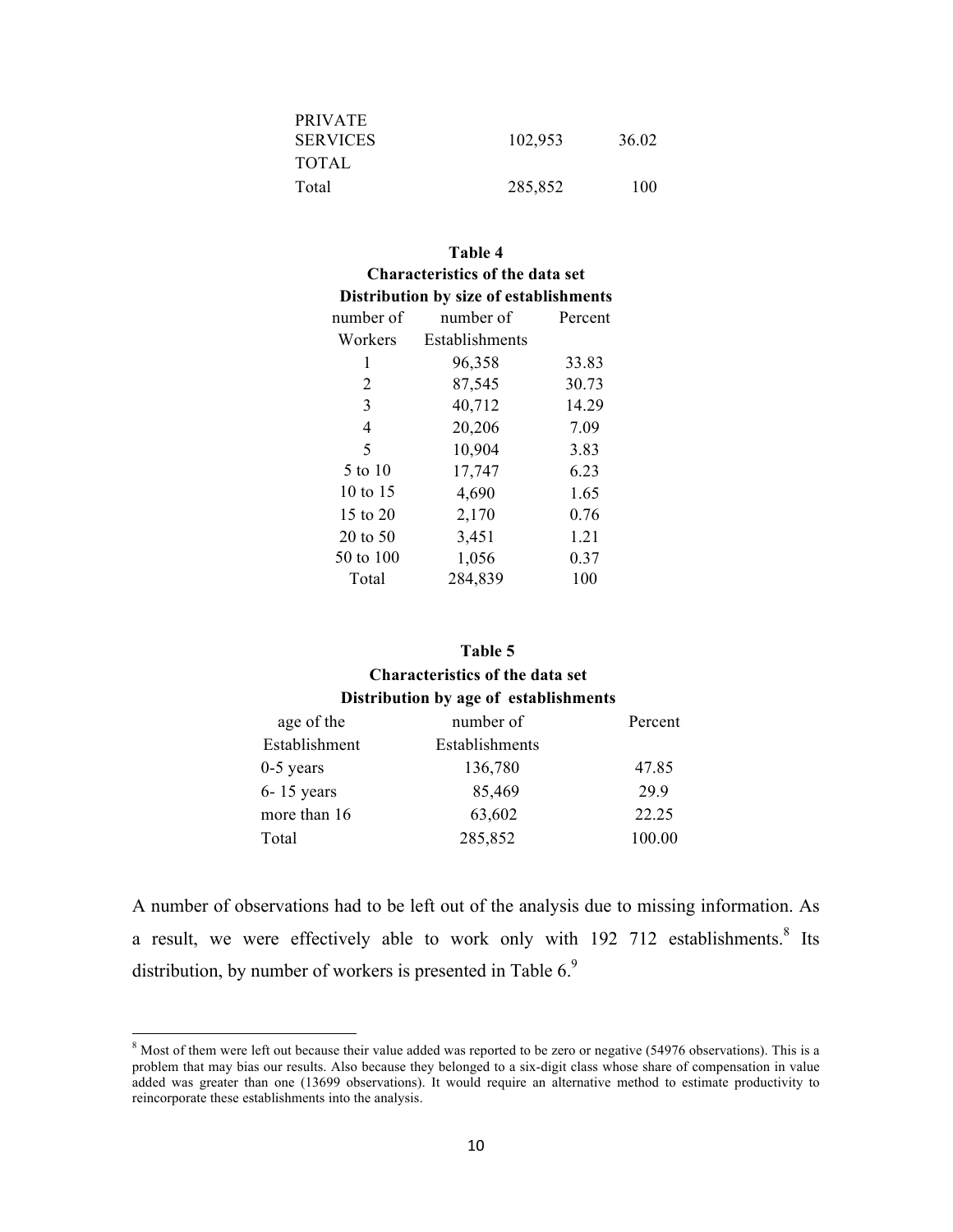| | | |
|---|---|---|
| PRIVATE SERVICES | 102,953 | 36.02 |
| TOTAL | | |
| Total | 285,852 | 100 |

**Table 4**
**Characteristics of the data set**
**Distribution by size of establishments**

| number of Workers | number of Establishments | Percent |
|---|---|---|
| 1 | 96,358 | 33.83 |
| 2 | 87,545 | 30.73 |
| 3 | 40,712 | 14.29 |
| 4 | 20,206 | 7.09 |
| 5 | 10,904 | 3.83 |
| 5 to 10 | 17,747 | 6.23 |
| 10 to 15 | 4,690 | 1.65 |
| 15 to 20 | 2,170 | 0.76 |
| 20 to 50 | 3,451 | 1.21 |
| 50 to 100 | 1,056 | 0.37 |
| Total | 284,839 | 100 |

**Table 5**
**Characteristics of the data set**
**Distribution by age of establishments**

| age of the Establishment | number of Establishments | Percent |
|---|---|---|
| 0-5 years | 136,780 | 47.85 |
| 6- 15 years | 85,469 | 29.9 |
| more than 16 | 63,602 | 22.25 |
| Total | 285,852 | 100.00 |

A number of observations had to be left out of the analysis due to missing information. As a result, we were effectively able to work only with 192 712 establishments.[8] Its distribution, by number of workers is presented in Table 6.[9]

[8] Most of them were left out because their value added was reported to be zero or negative (54976 observations). This is a problem that may bias our results. Also because they belonged to a six-digit class whose share of compensation in value added was greater than one (13699 observations). It would require an alternative method to estimate productivity to reincorporate these establishments into the analysis.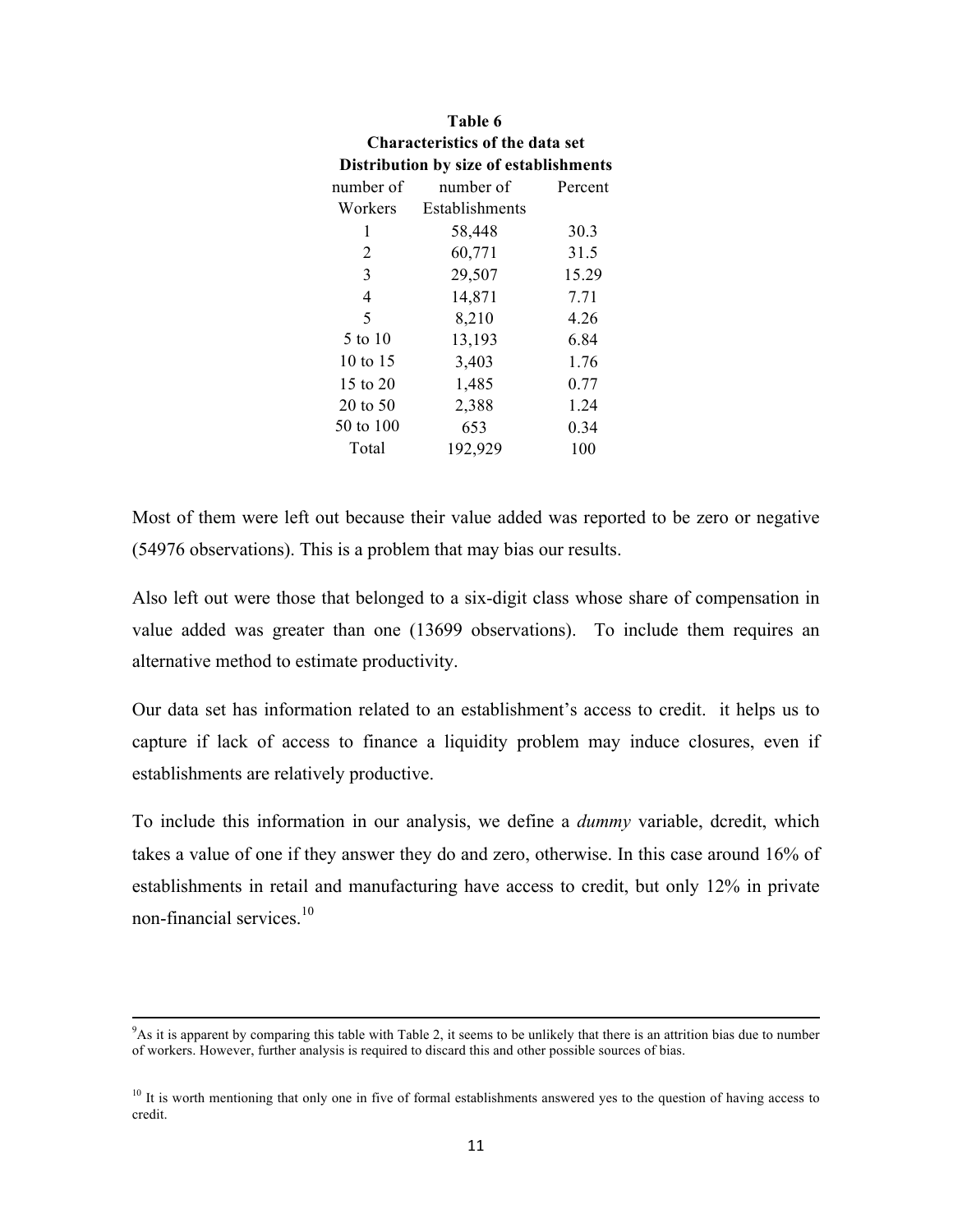**Table 6**
**Characteristics of the data set**
**Distribution by size of establishments**

| number of Workers | number of Establishments | Percent |
|---|---|---|
| 1 | 58,448 | 30.3 |
| 2 | 60,771 | 31.5 |
| 3 | 29,507 | 15.29 |
| 4 | 14,871 | 7.71 |
| 5 | 8,210 | 4.26 |
| 5 to 10 | 13,193 | 6.84 |
| 10 to 15 | 3,403 | 1.76 |
| 15 to 20 | 1,485 | 0.77 |
| 20 to 50 | 2,388 | 1.24 |
| 50 to 100 | 653 | 0.34 |
| Total | 192,929 | 100 |

Most of them were left out because their value added was reported to be zero or negative (54976 observations). This is a problem that may bias our results.

Also left out were those that belonged to a six-digit class whose share of compensation in value added was greater than one (13699 observations). To include them requires an alternative method to estimate productivity.

Our data set has information related to an establishment's access to credit. it helps us to capture if lack of access to finance a liquidity problem may induce closures, even if establishments are relatively productive.

To include this information in our analysis, we define a *dummy* variable, dcredit, which takes a value of one if they answer they do and zero, otherwise. In this case around 16% of establishments in retail and manufacturing have access to credit, but only 12% in private non-financial services.[10]

---

[9] As it is apparent by comparing this table with Table 2, it seems to be unlikely that there is an attrition bias due to number of workers. However, further analysis is required to discard this and other possible sources of bias.

[10] It is worth mentioning that only one in five of formal establishments answered yes to the question of having access to credit.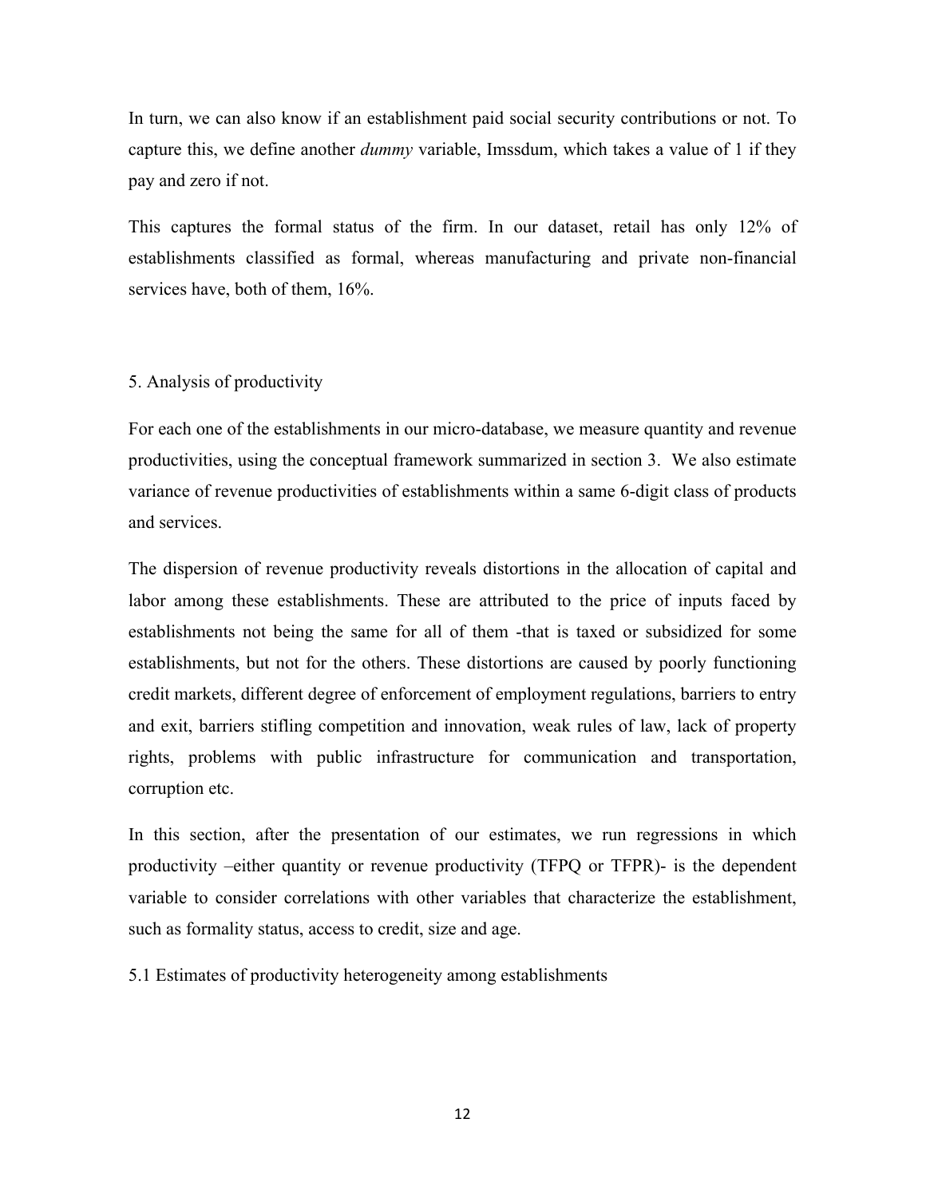In turn, we can also know if an establishment paid social security contributions or not. To capture this, we define another *dummy* variable, Imssdum, which takes a value of 1 if they pay and zero if not.

This captures the formal status of the firm. In our dataset, retail has only 12% of establishments classified as formal, whereas manufacturing and private non-financial services have, both of them, 16%.

## 5. Analysis of productivity

For each one of the establishments in our micro-database, we measure quantity and revenue productivities, using the conceptual framework summarized in section 3. We also estimate variance of revenue productivities of establishments within a same 6-digit class of products and services.

The dispersion of revenue productivity reveals distortions in the allocation of capital and labor among these establishments. These are attributed to the price of inputs faced by establishments not being the same for all of them -that is taxed or subsidized for some establishments, but not for the others. These distortions are caused by poorly functioning credit markets, different degree of enforcement of employment regulations, barriers to entry and exit, barriers stifling competition and innovation, weak rules of law, lack of property rights, problems with public infrastructure for communication and transportation, corruption etc.

In this section, after the presentation of our estimates, we run regressions in which productivity –either quantity or revenue productivity (TFPQ or TFPR)- is the dependent variable to consider correlations with other variables that characterize the establishment, such as formality status, access to credit, size and age.

### 5.1 Estimates of productivity heterogeneity among establishments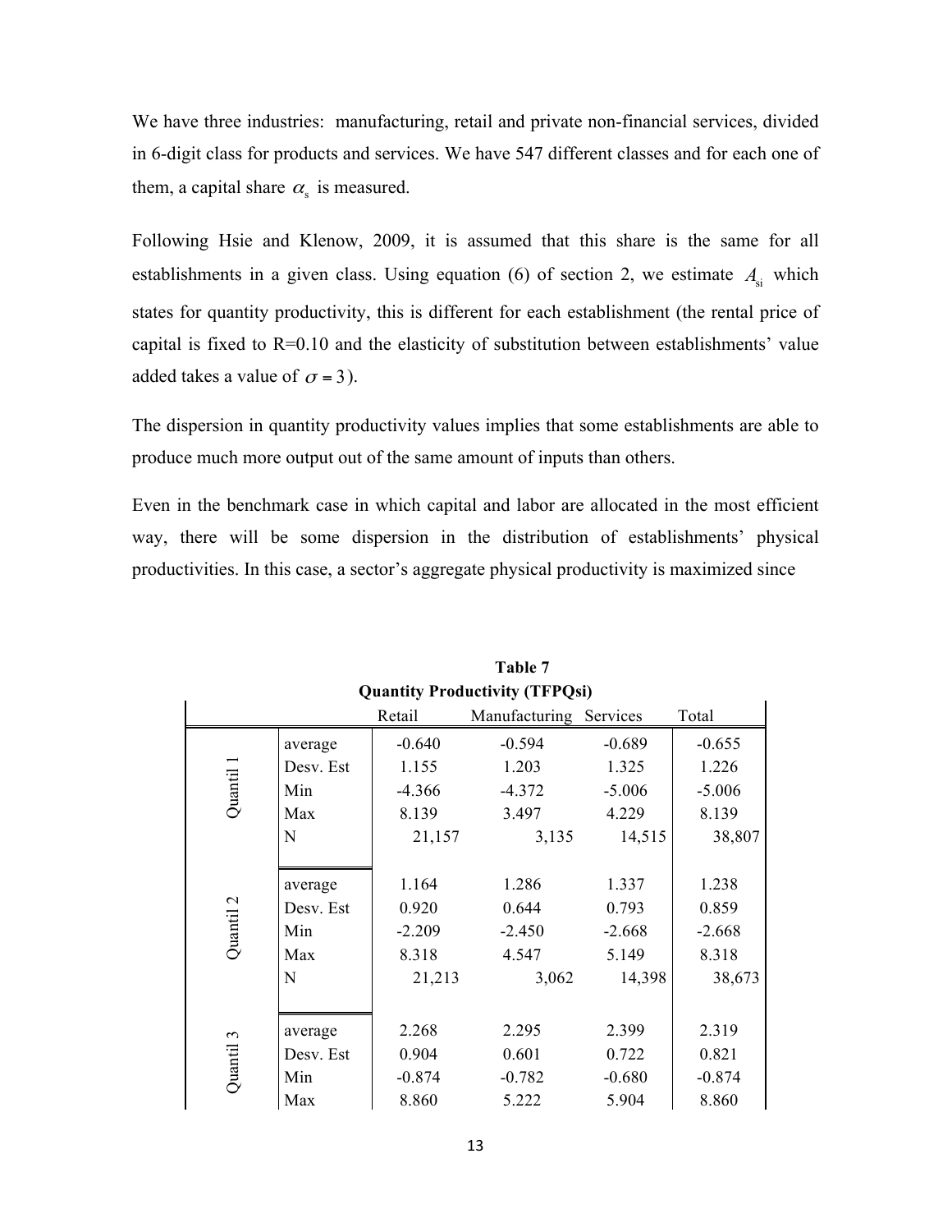We have three industries: manufacturing, retail and private non-financial services, divided in 6-digit class for products and services. We have 547 different classes and for each one of them, a capital share $\alpha_s$ is measured.

Following Hsie and Klenow, 2009, it is assumed that this share is the same for all establishments in a given class. Using equation (6) of section 2, we estimate $A_{si}$ which states for quantity productivity, this is different for each establishment (the rental price of capital is fixed to R=0.10 and the elasticity of substitution between establishments' value added takes a value of $\sigma = 3$).

The dispersion in quantity productivity values implies that some establishments are able to produce much more output out of the same amount of inputs than others.

Even in the benchmark case in which capital and labor are allocated in the most efficient way, there will be some dispersion in the distribution of establishments' physical productivities. In this case, a sector's aggregate physical productivity is maximized since

**Table 7**
**Quantity Productivity (TFPQsi)**

| | | Retail | Manufacturing | Services | Total |
|---|---|---|---|---|---|
| Quantil 1 | average | -0.640 | -0.594 | -0.689 | -0.655 |
| | Desv. Est | 1.155 | 1.203 | 1.325 | 1.226 |
| | Min | -4.366 | -4.372 | -5.006 | -5.006 |
| | Max | 8.139 | 3.497 | 4.229 | 8.139 |
| | N | 21,157 | 3,135 | 14,515 | 38,807 |
| Quantil 2 | average | 1.164 | 1.286 | 1.337 | 1.238 |
| | Desv. Est | 0.920 | 0.644 | 0.793 | 0.859 |
| | Min | -2.209 | -2.450 | -2.668 | -2.668 |
| | Max | 8.318 | 4.547 | 5.149 | 8.318 |
| | N | 21,213 | 3,062 | 14,398 | 38,673 |
| Quantil 3 | average | 2.268 | 2.295 | 2.399 | 2.319 |
| | Desv. Est | 0.904 | 0.601 | 0.722 | 0.821 |
| | Min | -0.874 | -0.782 | -0.680 | -0.874 |
| | Max | 8.860 | 5.222 | 5.904 | 8.860 |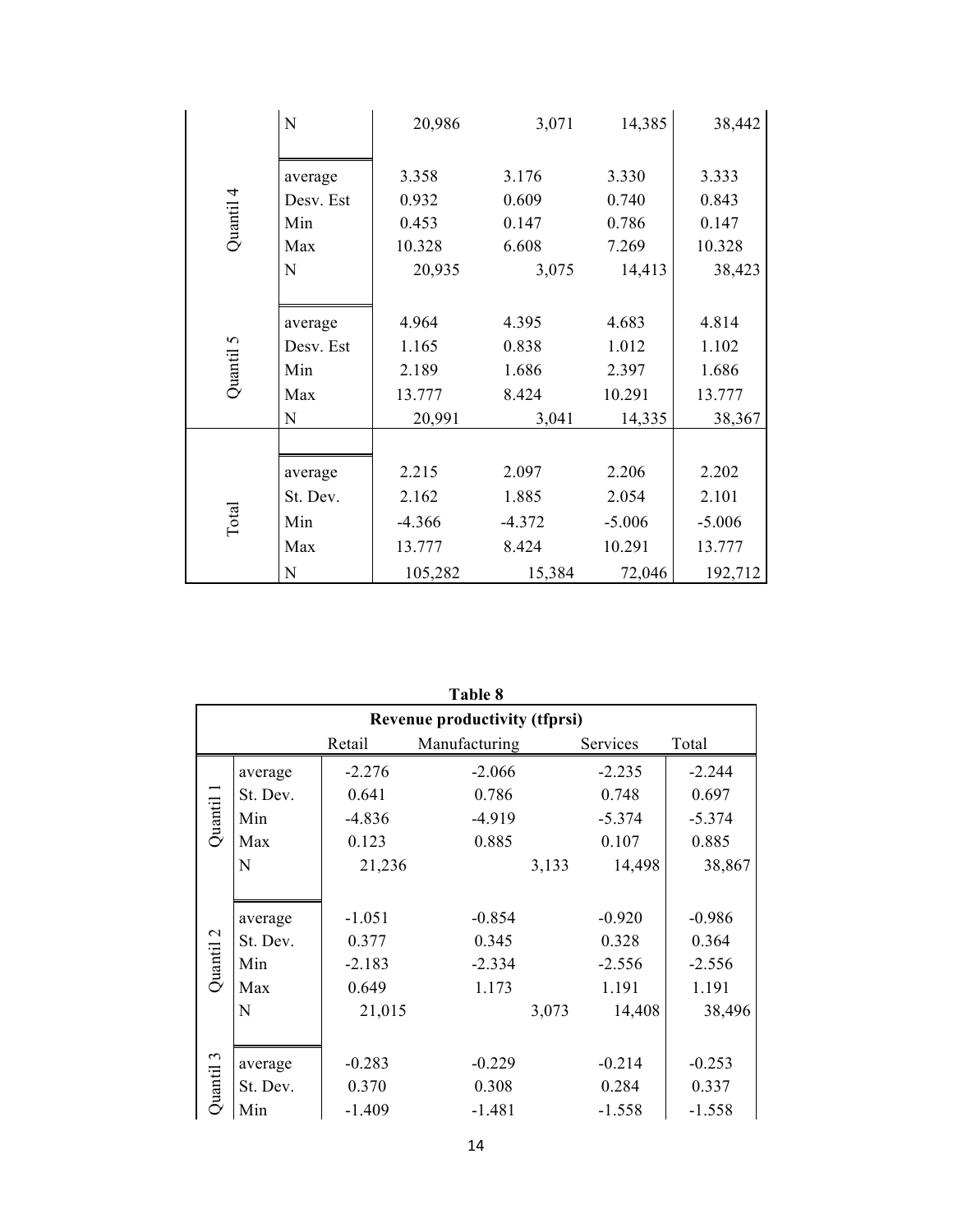| | | | | | |
|---|---|---|---|---|---|
| | N | 20,986 | 3,071 | 14,385 | 38,442 |
| Quantil 4 | average | 3.358 | 3.176 | 3.330 | 3.333 |
| | Desv. Est | 0.932 | 0.609 | 0.740 | 0.843 |
| | Min | 0.453 | 0.147 | 0.786 | 0.147 |
| | Max | 10.328 | 6.608 | 7.269 | 10.328 |
| | N | 20,935 | 3,075 | 14,413 | 38,423 |
| Quantil 5 | average | 4.964 | 4.395 | 4.683 | 4.814 |
| | Desv. Est | 1.165 | 0.838 | 1.012 | 1.102 |
| | Min | 2.189 | 1.686 | 2.397 | 1.686 |
| | Max | 13.777 | 8.424 | 10.291 | 13.777 |
| | N | 20,991 | 3,041 | 14,335 | 38,367 |
| Total | average | 2.215 | 2.097 | 2.206 | 2.202 |
| | St. Dev. | 2.162 | 1.885 | 2.054 | 2.101 |
| | Min | -4.366 | -4.372 | -5.006 | -5.006 |
| | Max | 13.777 | 8.424 | 10.291 | 13.777 |
| | N | 105,282 | 15,384 | 72,046 | 192,712 |

**Table 8**

**Revenue productivity (tfprsi)**

| | | Retail | Manufacturing | Services | Total |
|---|---|---|---|---|---|
| Quantil 1 | average | -2.276 | -2.066 | -2.235 | -2.244 |
| | St. Dev. | 0.641 | 0.786 | 0.748 | 0.697 |
| | Min | -4.836 | -4.919 | -5.374 | -5.374 |
| | Max | 0.123 | 0.885 | 0.107 | 0.885 |
| | N | 21,236 | 3,133 | 14,498 | 38,867 |
| Quantil 2 | average | -1.051 | -0.854 | -0.920 | -0.986 |
| | St. Dev. | 0.377 | 0.345 | 0.328 | 0.364 |
| | Min | -2.183 | -2.334 | -2.556 | -2.556 |
| | Max | 0.649 | 1.173 | 1.191 | 1.191 |
| | N | 21,015 | 3,073 | 14,408 | 38,496 |
| Quantil 3 | average | -0.283 | -0.229 | -0.214 | -0.253 |
| | St. Dev. | 0.370 | 0.308 | 0.284 | 0.337 |
| | Min | -1.409 | -1.481 | -1.558 | -1.558 |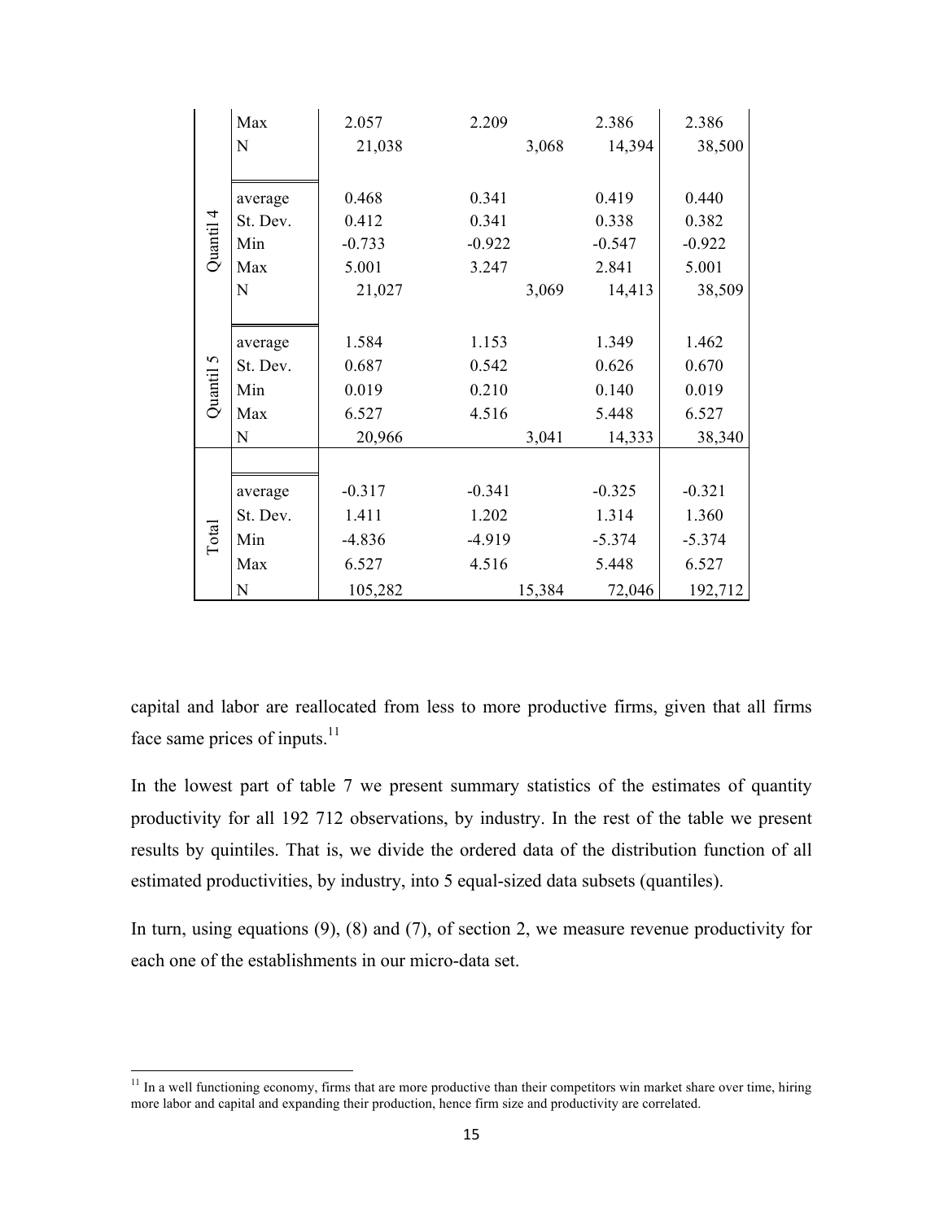| | | | | | |
|---|---|---|---|---|---|
| | Max | 2.057 | 2.209 | 2.386 | 2.386 |
| | N | 21,038 | 3,068 | 14,394 | 38,500 |
| Quantil 4 | average | 0.468 | 0.341 | 0.419 | 0.440 |
| | St. Dev. | 0.412 | 0.341 | 0.338 | 0.382 |
| | Min | -0.733 | -0.922 | -0.547 | -0.922 |
| | Max | 5.001 | 3.247 | 2.841 | 5.001 |
| | N | 21,027 | 3,069 | 14,413 | 38,509 |
| Quantil 5 | average | 1.584 | 1.153 | 1.349 | 1.462 |
| | St. Dev. | 0.687 | 0.542 | 0.626 | 0.670 |
| | Min | 0.019 | 0.210 | 0.140 | 0.019 |
| | Max | 6.527 | 4.516 | 5.448 | 6.527 |
| | N | 20,966 | 3,041 | 14,333 | 38,340 |
| Total | average | -0.317 | -0.341 | -0.325 | -0.321 |
| | St. Dev. | 1.411 | 1.202 | 1.314 | 1.360 |
| | Min | -4.836 | -4.919 | -5.374 | -5.374 |
| | Max | 6.527 | 4.516 | 5.448 | 6.527 |
| | N | 105,282 | 15,384 | 72,046 | 192,712 |

capital and labor are reallocated from less to more productive firms, given that all firms face same prices of inputs.[11]

In the lowest part of table 7 we present summary statistics of the estimates of quantity productivity for all 192 712 observations, by industry. In the rest of the table we present results by quintiles. That is, we divide the ordered data of the distribution function of all estimated productivities, by industry, into 5 equal-sized data subsets (quantiles).

In turn, using equations (9), (8) and (7), of section 2, we measure revenue productivity for each one of the establishments in our micro-data set.

[11] In a well functioning economy, firms that are more productive than their competitors win market share over time, hiring more labor and capital and expanding their production, hence firm size and productivity are correlated.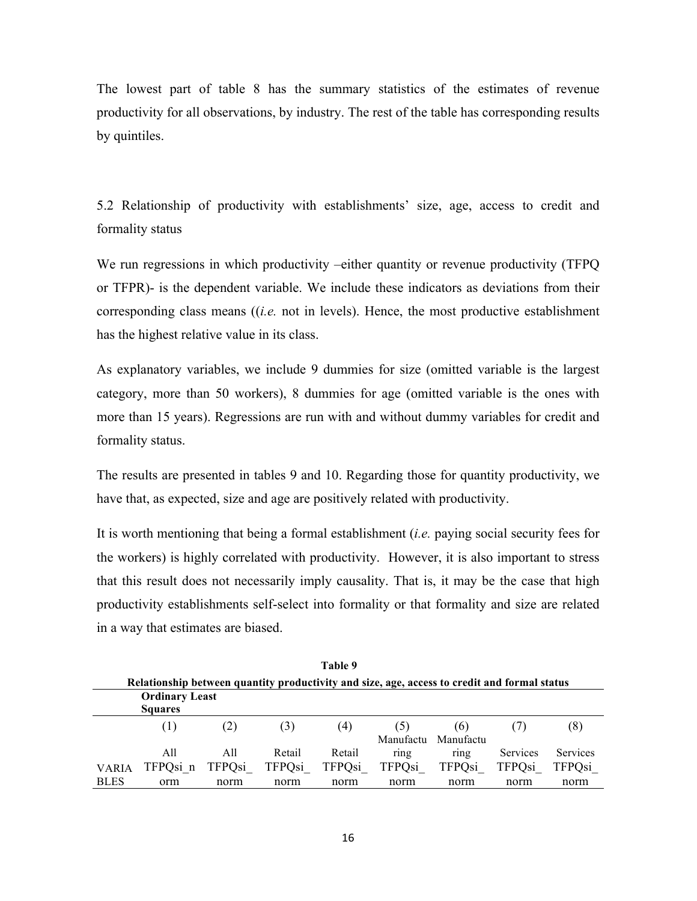The lowest part of table 8 has the summary statistics of the estimates of revenue productivity for all observations, by industry. The rest of the table has corresponding results by quintiles.

## 5.2 Relationship of productivity with establishments' size, age, access to credit and formality status

We run regressions in which productivity –either quantity or revenue productivity (TFPQ or TFPR)- is the dependent variable. We include these indicators as deviations from their corresponding class means ((*i.e.* not in levels). Hence, the most productive establishment has the highest relative value in its class.

As explanatory variables, we include 9 dummies for size (omitted variable is the largest category, more than 50 workers), 8 dummies for age (omitted variable is the ones with more than 15 years). Regressions are run with and without dummy variables for credit and formality status.

The results are presented in tables 9 and 10. Regarding those for quantity productivity, we have that, as expected, size and age are positively related with productivity.

It is worth mentioning that being a formal establishment (*i.e.* paying social security fees for the workers) is highly correlated with productivity. However, it is also important to stress that this result does not necessarily imply causality. That is, it may be the case that high productivity establishments self-select into formality or that formality and size are related in a way that estimates are biased.

**Table 9**

**Relationship between quantity productivity and size, age, access to credit and formal status**

| | **Ordinary Least Squares** | | | | | | | |
|---|---|---|---|---|---|---|---|---|
| | (1) | (2) | (3) | (4) | (5) | (6) | (7) | (8) |
| | All | All | Retail | Retail | Manufacturing | Manufacturing | Services | Services |
| VARIABLES | TFPQsi_norm | TFPQsi_norm | TFPQsi_norm | TFPQsi_norm | TFPQsi_norm | TFPQsi_norm | TFPQsi_norm | TFPQsi_norm |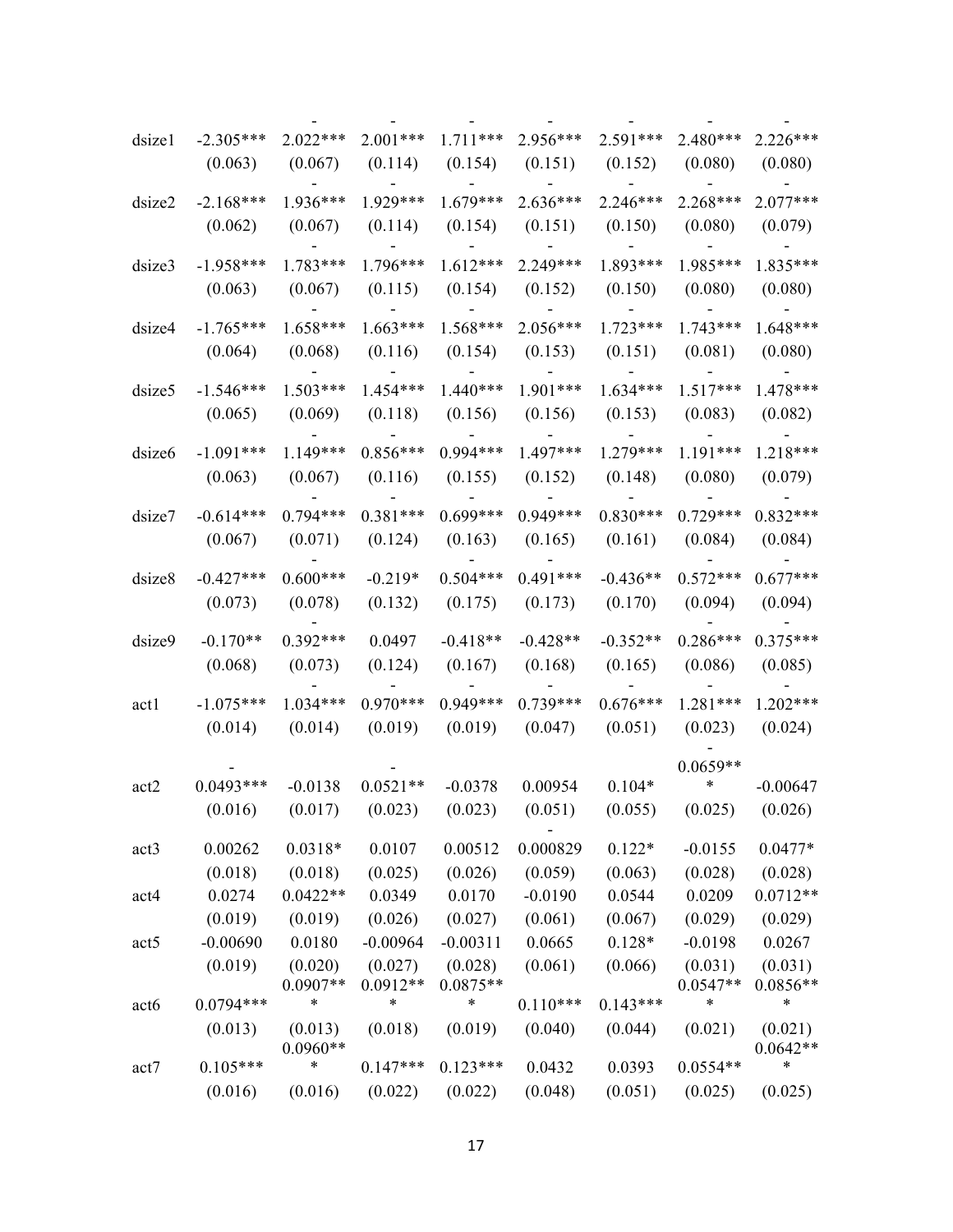| | | | | | | | | |
|---|---|---|---|---|---|---|---|---|
| dsize1 | -2.305*** | -2.022*** | -2.001*** | -1.711*** | -2.956*** | -2.591*** | -2.480*** | -2.226*** |
| | (0.063) | (0.067) | (0.114) | (0.154) | (0.151) | (0.152) | (0.080) | (0.080) |
| dsize2 | -2.168*** | -1.936*** | -1.929*** | -1.679*** | -2.636*** | -2.246*** | -2.268*** | -2.077*** |
| | (0.062) | (0.067) | (0.114) | (0.154) | (0.151) | (0.150) | (0.080) | (0.079) |
| dsize3 | -1.958*** | -1.783*** | -1.796*** | -1.612*** | -2.249*** | -1.893*** | -1.985*** | -1.835*** |
| | (0.063) | (0.067) | (0.115) | (0.154) | (0.152) | (0.150) | (0.080) | (0.080) |
| dsize4 | -1.765*** | -1.658*** | -1.663*** | -1.568*** | -2.056*** | -1.723*** | -1.743*** | -1.648*** |
| | (0.064) | (0.068) | (0.116) | (0.154) | (0.153) | (0.151) | (0.081) | (0.080) |
| dsize5 | -1.546*** | -1.503*** | -1.454*** | -1.440*** | -1.901*** | -1.634*** | -1.517*** | -1.478*** |
| | (0.065) | (0.069) | (0.118) | (0.156) | (0.156) | (0.153) | (0.083) | (0.082) |
| dsize6 | -1.091*** | -1.149*** | -0.856*** | -0.994*** | -1.497*** | -1.279*** | -1.191*** | -1.218*** |
| | (0.063) | (0.067) | (0.116) | (0.155) | (0.152) | (0.148) | (0.080) | (0.079) |
| dsize7 | -0.614*** | -0.794*** | -0.381*** | -0.699*** | -0.949*** | -0.830*** | -0.729*** | -0.832*** |
| | (0.067) | (0.071) | (0.124) | (0.163) | (0.165) | (0.161) | (0.084) | (0.084) |
| dsize8 | -0.427*** | -0.600*** | -0.219* | -0.504*** | -0.491*** | -0.436** | -0.572*** | -0.677*** |
| | (0.073) | (0.078) | (0.132) | (0.175) | (0.173) | (0.170) | (0.094) | (0.094) |
| dsize9 | -0.170** | -0.392*** | 0.0497 | -0.418** | -0.428** | -0.352** | -0.286*** | -0.375*** |
| | (0.068) | (0.073) | (0.124) | (0.167) | (0.168) | (0.165) | (0.086) | (0.085) |
| act1 | -1.075*** | -1.034*** | -0.970*** | -0.949*** | -0.739*** | -0.676*** | -1.281*** | -1.202*** |
| | (0.014) | (0.014) | (0.019) | (0.019) | (0.047) | (0.051) | (0.023) | (0.024) |
| act2 | -0.0493*** | -0.0138 | -0.0521** | -0.0378 | 0.00954 | 0.104* | -0.0659*** | -0.00647 |
| | (0.016) | (0.017) | (0.023) | (0.023) | (0.051) | (0.055) | (0.025) | (0.026) |
| act3 | 0.00262 | 0.0318* | 0.0107 | 0.00512 | -0.000829 | 0.122* | -0.0155 | 0.0477* |
| | (0.018) | (0.018) | (0.025) | (0.026) | (0.059) | (0.063) | (0.028) | (0.028) |
| act4 | 0.0274 | 0.0422** | 0.0349 | 0.0170 | -0.0190 | 0.0544 | 0.0209 | 0.0712** |
| | (0.019) | (0.019) | (0.026) | (0.027) | (0.061) | (0.067) | (0.029) | (0.029) |
| act5 | -0.00690 | 0.0180 | -0.00964 | -0.00311 | 0.0665 | 0.128* | -0.0198 | 0.0267 |
| | (0.019) | (0.020) | (0.027) | (0.028) | (0.061) | (0.066) | (0.031) | (0.031) |
| act6 | 0.0794*** | 0.0907*** | 0.0912*** | 0.0875*** | 0.110*** | 0.143*** | 0.0547*** | 0.0856*** |
| | (0.013) | (0.013) | (0.018) | (0.019) | (0.040) | (0.044) | (0.021) | (0.021) |
| act7 | 0.105*** | 0.0960*** | 0.147*** | 0.123*** | 0.0432 | 0.0393 | 0.0554** | 0.0642*** |
| | (0.016) | (0.016) | (0.022) | (0.022) | (0.048) | (0.051) | (0.025) | (0.025) |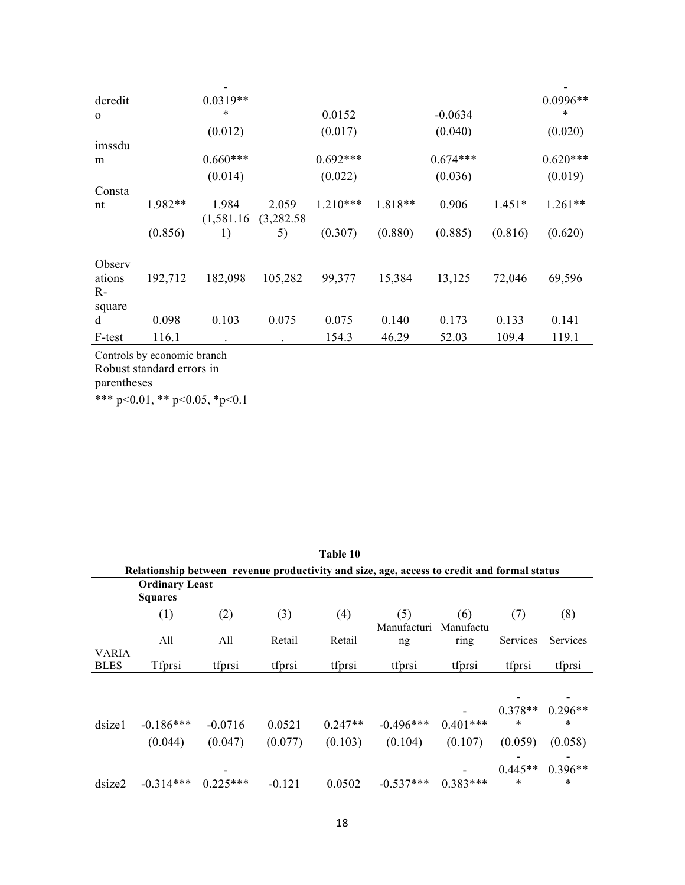| | | | | | | | | |
|---|---|---|---|---|---|---|---|---|
| dcredito | | -0.0319*** | | 0.0152 | | -0.0634 | | -0.0996*** |
| | | (0.012) | | (0.017) | | (0.040) | | (0.020) |
| imssdum | | 0.660*** | | 0.692*** | | 0.674*** | | 0.620*** |
| | | (0.014) | | (0.022) | | (0.036) | | (0.019) |
| Constant | 1.982** | 1.984 | 2.059 | 1.210*** | 1.818** | 0.906 | 1.451* | 1.261** |
| | (0.856) | (1,581.161) | (3,282.585) | (0.307) | (0.880) | (0.885) | (0.816) | (0.620) |
| Observations | 192,712 | 182,098 | 105,282 | 99,377 | 15,384 | 13,125 | 72,046 | 69,596 |
| R-squared | 0.098 | 0.103 | 0.075 | 0.075 | 0.140 | 0.173 | 0.133 | 0.141 |
| F-test | 116.1 | . | . | 154.3 | 46.29 | 52.03 | 109.4 | 119.1 |

Controls by economic branch
Robust standard errors in parentheses
*** p<0.01, ** p<0.05, *p<0.1

**Table 10**

**Relationship between revenue productivity and size, age, access to credit and formal status**

| | **Ordinary Least Squares** | | | | | | | |
|---|---|---|---|---|---|---|---|---|
| | (1) | (2) | (3) | (4) | (5) | (6) | (7) | (8) |
| | All | All | Retail | Retail | Manufacturing | Manufacturing | Services | Services |
| VARIABLES | Tfprsi | tfprsi | tfprsi | tfprsi | tfprsi | tfprsi | tfprsi | tfprsi |
| dsize1 | -0.186*** | -0.0716 | 0.0521 | 0.247** | -0.496*** | -0.401*** | -0.378*** | -0.296*** |
| | (0.044) | (0.047) | (0.077) | (0.103) | (0.104) | (0.107) | (0.059) | (0.058) |
| dsize2 | -0.314*** | -0.225*** | -0.121 | 0.0502 | -0.537*** | -0.383*** | -0.445*** | -0.396*** |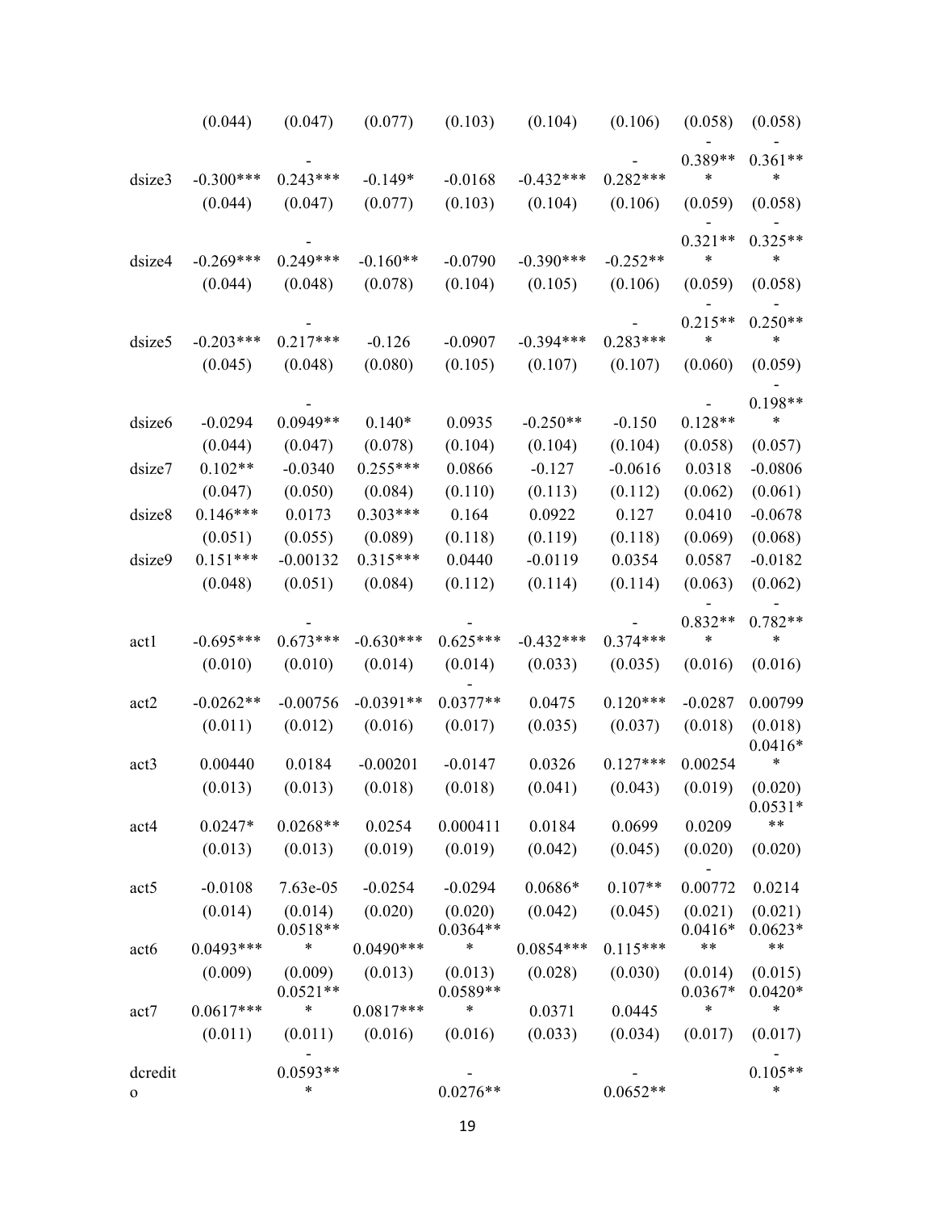| | | | | | | | | |
|---|---|---|---|---|---|---|---|---|
| | (0.044) | (0.047) | (0.077) | (0.103) | (0.104) | (0.106) | (0.058) | (0.058) |
| dsize3 | -0.300*** | -0.243*** | -0.149* | -0.0168 | -0.432*** | -0.282*** | -0.389*** | -0.361*** |
| | (0.044) | (0.047) | (0.077) | (0.103) | (0.104) | (0.106) | (0.059) | (0.058) |
| dsize4 | -0.269*** | -0.249*** | -0.160** | -0.0790 | -0.390*** | -0.252** | -0.321*** | -0.325*** |
| | (0.044) | (0.048) | (0.078) | (0.104) | (0.105) | (0.106) | (0.059) | (0.058) |
| dsize5 | -0.203*** | -0.217*** | -0.126 | -0.0907 | -0.394*** | -0.283*** | -0.215*** | -0.250*** |
| | (0.045) | (0.048) | (0.080) | (0.105) | (0.107) | (0.107) | (0.060) | (0.059) |
| dsize6 | -0.0294 | -0.0949** | 0.140* | 0.0935 | -0.250** | -0.150 | -0.128** | -0.198*** |
| | (0.044) | (0.047) | (0.078) | (0.104) | (0.104) | (0.104) | (0.058) | (0.057) |
| dsize7 | 0.102** | -0.0340 | 0.255*** | 0.0866 | -0.127 | -0.0616 | 0.0318 | -0.0806 |
| | (0.047) | (0.050) | (0.084) | (0.110) | (0.113) | (0.112) | (0.062) | (0.061) |
| dsize8 | 0.146*** | 0.0173 | 0.303*** | 0.164 | 0.0922 | 0.127 | 0.0410 | -0.0678 |
| | (0.051) | (0.055) | (0.089) | (0.118) | (0.119) | (0.118) | (0.069) | (0.068) |
| dsize9 | 0.151*** | -0.00132 | 0.315*** | 0.0440 | -0.0119 | 0.0354 | 0.0587 | -0.0182 |
| | (0.048) | (0.051) | (0.084) | (0.112) | (0.114) | (0.114) | (0.063) | (0.062) |
| act1 | -0.695*** | -0.673*** | -0.630*** | -0.625*** | -0.432*** | -0.374*** | -0.832*** | -0.782*** |
| | (0.010) | (0.010) | (0.014) | (0.014) | (0.033) | (0.035) | (0.016) | (0.016) |
| act2 | -0.0262** | -0.00756 | -0.0391** | -0.0377** | 0.0475 | 0.120*** | -0.0287 | 0.00799 |
| | (0.011) | (0.012) | (0.016) | (0.017) | (0.035) | (0.037) | (0.018) | (0.018) |
| act3 | 0.00440 | 0.0184 | -0.00201 | -0.0147 | 0.0326 | 0.127*** | 0.00254 | 0.0416** |
| | (0.013) | (0.013) | (0.018) | (0.018) | (0.041) | (0.043) | (0.019) | (0.020) |
| act4 | 0.0247* | 0.0268** | 0.0254 | 0.000411 | 0.0184 | 0.0699 | 0.0209 | 0.0531*** |
| | (0.013) | (0.013) | (0.019) | (0.019) | (0.042) | (0.045) | (0.020) | (0.020) |
| act5 | -0.0108 | 7.63e-05 | -0.0254 | -0.0294 | 0.0686* | 0.107** | -0.00772 | 0.0214 |
| | (0.014) | (0.014) | (0.020) | (0.020) | (0.042) | (0.045) | (0.021) | (0.021) |
| act6 | 0.0493*** | 0.0518*** | 0.0490*** | 0.0364*** | 0.0854*** | 0.115*** | 0.0416*** | 0.0623*** |
| | (0.009) | (0.009) | (0.013) | (0.013) | (0.028) | (0.030) | (0.014) | (0.015) |
| act7 | 0.0617*** | 0.0521*** | 0.0817*** | 0.0589*** | 0.0371 | 0.0445 | 0.0367** | 0.0420** |
| | (0.011) | (0.011) | (0.016) | (0.016) | (0.033) | (0.034) | (0.017) | (0.017) |
| dcredito | | -0.0593*** | | -0.0276** | | -0.0652** | | -0.105*** |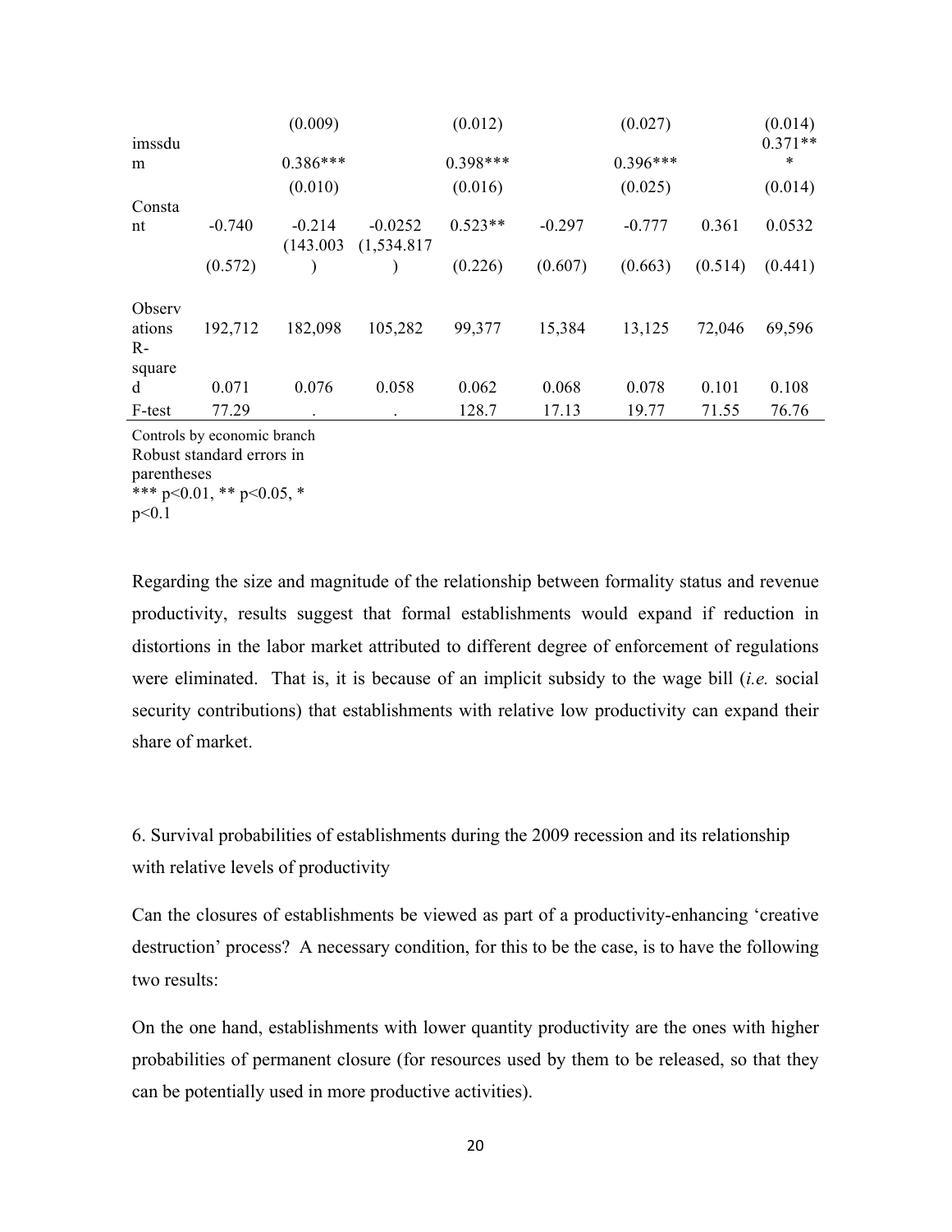| | | | | | | | | |
|---|---|---|---|---|---|---|---|---|
| | | (0.009) | | (0.012) | | (0.027) | | (0.014) |
| imssdum | | 0.386*** | | 0.398*** | | 0.396*** | | 0.371*** |
| | | (0.010) | | (0.016) | | (0.025) | | (0.014) |
| Constant | -0.740 | -0.214 | -0.0252 | 0.523** | -0.297 | -0.777 | 0.361 | 0.0532 |
| | (0.572) | (143.003) | (1,534.817) | (0.226) | (0.607) | (0.663) | (0.514) | (0.441) |
| | | | | | | | | |
| Observations | 192,712 | 182,098 | 105,282 | 99,377 | 15,384 | 13,125 | 72,046 | 69,596 |
| R-squared | 0.071 | 0.076 | 0.058 | 0.062 | 0.068 | 0.078 | 0.101 | 0.108 |
| F-test | 77.29 | . | . | 128.7 | 17.13 | 19.77 | 71.55 | 76.76 |

Controls by economic branch
Robust standard errors in parentheses
*** p<0.01, ** p<0.05, * p<0.1

Regarding the size and magnitude of the relationship between formality status and revenue productivity, results suggest that formal establishments would expand if reduction in distortions in the labor market attributed to different degree of enforcement of regulations were eliminated. That is, it is because of an implicit subsidy to the wage bill (*i.e.* social security contributions) that establishments with relative low productivity can expand their share of market.

## 6. Survival probabilities of establishments during the 2009 recession and its relationship with relative levels of productivity

Can the closures of establishments be viewed as part of a productivity-enhancing 'creative destruction' process? A necessary condition, for this to be the case, is to have the following two results:

On the one hand, establishments with lower quantity productivity are the ones with higher probabilities of permanent closure (for resources used by them to be released, so that they can be potentially used in more productive activities).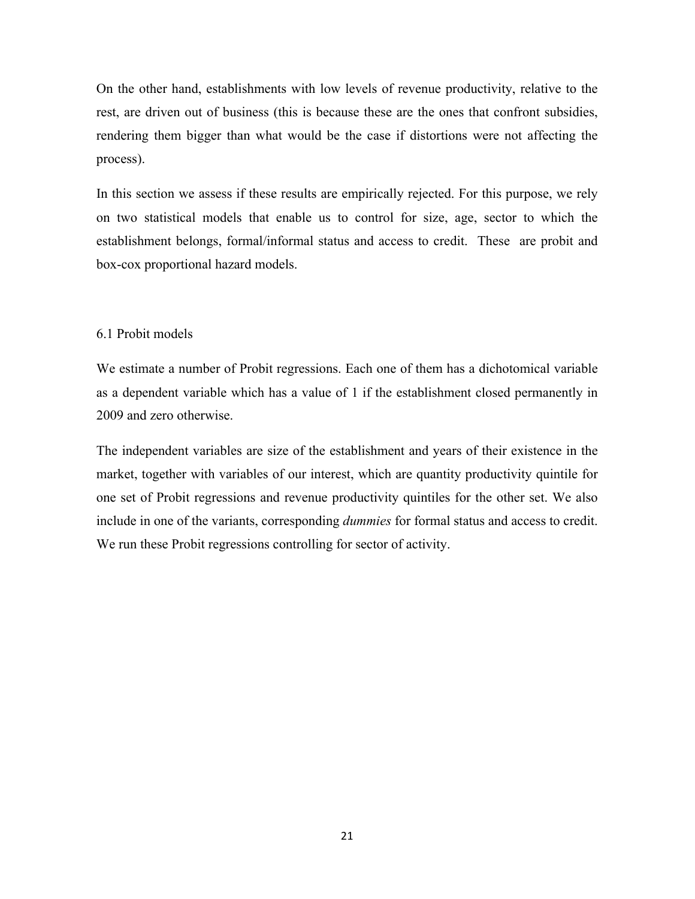On the other hand, establishments with low levels of revenue productivity, relative to the rest, are driven out of business (this is because these are the ones that confront subsidies, rendering them bigger than what would be the case if distortions were not affecting the process).

In this section we assess if these results are empirically rejected. For this purpose, we rely on two statistical models that enable us to control for size, age, sector to which the establishment belongs, formal/informal status and access to credit. These are probit and box-cox proportional hazard models.

### 6.1 Probit models

We estimate a number of Probit regressions. Each one of them has a dichotomical variable as a dependent variable which has a value of 1 if the establishment closed permanently in 2009 and zero otherwise.

The independent variables are size of the establishment and years of their existence in the market, together with variables of our interest, which are quantity productivity quintile for one set of Probit regressions and revenue productivity quintiles for the other set. We also include in one of the variants, corresponding *dummies* for formal status and access to credit. We run these Probit regressions controlling for sector of activity.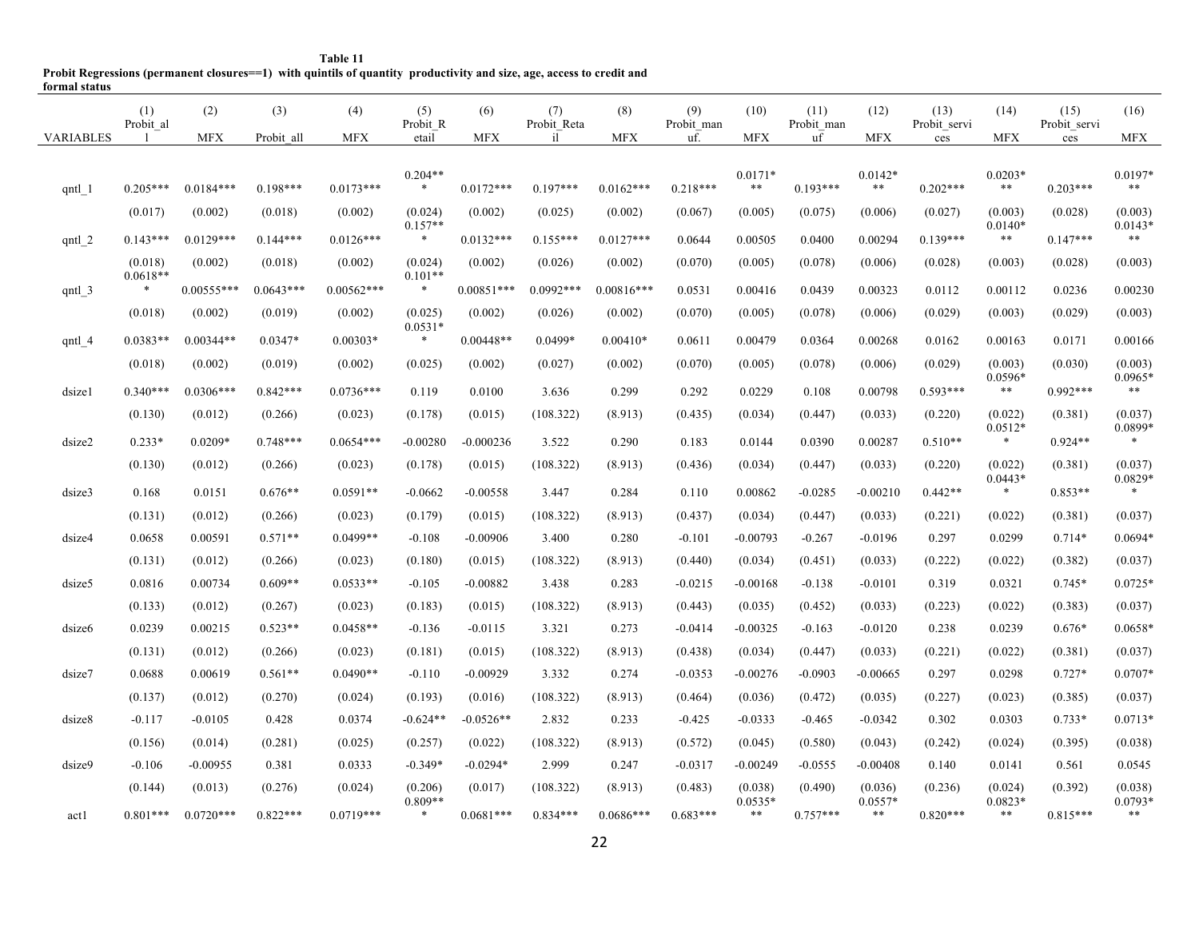**Table 11**

**Probit Regressions (permanent closures==1) with quintils of quantity productivity and size, age, access to credit and formal status**

| VARIABLES | (1) Probit_all | (2) MFX | (3) Probit_all | (4) MFX | (5) Probit_Retail | (6) MFX | (7) Probit_Retail | (8) MFX | (9) Probit_manuf. | (10) MFX | (11) Probit_manuf | (12) MFX | (13) Probit_services | (14) MFX | (15) Probit_services | (16) MFX |
|---|---|---|---|---|---|---|---|---|---|---|---|---|---|---|---|---|
| qntl_1 | 0.205*** | 0.0184*** | 0.198*** | 0.0173*** | 0.204*** | 0.0172*** | 0.197*** | 0.0162*** | 0.218*** | 0.0171*** | 0.193*** | 0.0142*** | 0.202*** | 0.0203*** | 0.203*** | 0.0197*** |
| | (0.017) | (0.002) | (0.018) | (0.002) | (0.024) | (0.002) | (0.025) | (0.002) | (0.067) | (0.005) | (0.075) | (0.006) | (0.027) | (0.003) | (0.028) | (0.003) |
| qntl_2 | 0.143*** | 0.0129*** | 0.144*** | 0.0126*** | 0.157*** | 0.0132*** | 0.155*** | 0.0127*** | 0.0644 | 0.00505 | 0.0400 | 0.00294 | 0.139*** | 0.0140*** | 0.147*** | 0.0143*** |
| | (0.018) | (0.002) | (0.018) | (0.002) | (0.024) | (0.002) | (0.026) | (0.002) | (0.070) | (0.005) | (0.078) | (0.006) | (0.028) | (0.003) | (0.028) | (0.003) |
| qntl_3 | 0.0618*** | 0.00555*** | 0.0643*** | 0.00562*** | 0.101*** | 0.00851*** | 0.0992*** | 0.00816*** | 0.0531 | 0.00416 | 0.0439 | 0.00323 | 0.0112 | 0.00112 | 0.0236 | 0.00230 |
| | (0.018) | (0.002) | (0.019) | (0.002) | (0.025) | (0.002) | (0.026) | (0.002) | (0.070) | (0.005) | (0.078) | (0.006) | (0.029) | (0.003) | (0.029) | (0.003) |
| qntl_4 | 0.0383** | 0.00344** | 0.0347* | 0.00303* | 0.0531** | 0.00448** | 0.0499* | 0.00410* | 0.0611 | 0.00479 | 0.0364 | 0.00268 | 0.0162 | 0.00163 | 0.0171 | 0.00166 |
| | (0.018) | (0.002) | (0.019) | (0.002) | (0.025) | (0.002) | (0.027) | (0.002) | (0.070) | (0.005) | (0.078) | (0.006) | (0.029) | (0.003) | (0.030) | (0.003) |
| dsize1 | 0.340*** | 0.0306*** | 0.842*** | 0.0736*** | 0.119 | 0.0100 | 3.636 | 0.299 | 0.292 | 0.0229 | 0.108 | 0.00798 | 0.593*** | 0.0596*** | 0.992*** | 0.0965*** |
| | (0.130) | (0.012) | (0.266) | (0.023) | (0.178) | (0.015) | (108.322) | (8.913) | (0.435) | (0.034) | (0.447) | (0.033) | (0.220) | (0.022) | (0.381) | (0.037) |
| dsize2 | 0.233* | 0.0209* | 0.748*** | 0.0654*** | -0.00280 | -0.000236 | 3.522 | 0.290 | 0.183 | 0.0144 | 0.0390 | 0.00287 | 0.510** | 0.0512** | 0.924** | 0.0899** |
| | (0.130) | (0.012) | (0.266) | (0.023) | (0.178) | (0.015) | (108.322) | (8.913) | (0.436) | (0.034) | (0.447) | (0.033) | (0.220) | (0.022) | (0.381) | (0.037) |
| dsize3 | 0.168 | 0.0151 | 0.676** | 0.0591** | -0.0662 | -0.00558 | 3.447 | 0.284 | 0.110 | 0.00862 | -0.0285 | -0.00210 | 0.442** | 0.0443** | 0.853** | 0.0829** |
| | (0.131) | (0.012) | (0.266) | (0.023) | (0.179) | (0.015) | (108.322) | (8.913) | (0.437) | (0.034) | (0.447) | (0.033) | (0.221) | (0.022) | (0.381) | (0.037) |
| dsize4 | 0.0658 | 0.00591 | 0.571** | 0.0499** | -0.108 | -0.00906 | 3.400 | 0.280 | -0.101 | -0.00793 | -0.267 | -0.0196 | 0.297 | 0.0299 | 0.714* | 0.0694* |
| | (0.131) | (0.012) | (0.266) | (0.023) | (0.180) | (0.015) | (108.322) | (8.913) | (0.440) | (0.034) | (0.451) | (0.033) | (0.222) | (0.022) | (0.382) | (0.037) |
| dsize5 | 0.0816 | 0.00734 | 0.609** | 0.0533** | -0.105 | -0.00882 | 3.438 | 0.283 | -0.0215 | -0.00168 | -0.138 | -0.0101 | 0.319 | 0.0321 | 0.745* | 0.0725* |
| | (0.133) | (0.012) | (0.267) | (0.023) | (0.183) | (0.015) | (108.322) | (8.913) | (0.443) | (0.035) | (0.452) | (0.033) | (0.223) | (0.022) | (0.383) | (0.037) |
| dsize6 | 0.0239 | 0.00215 | 0.523** | 0.0458** | -0.136 | -0.0115 | 3.321 | 0.273 | -0.0414 | -0.00325 | -0.163 | -0.0120 | 0.238 | 0.0239 | 0.676* | 0.0658* |
| | (0.131) | (0.012) | (0.266) | (0.023) | (0.181) | (0.015) | (108.322) | (8.913) | (0.438) | (0.034) | (0.447) | (0.033) | (0.221) | (0.022) | (0.381) | (0.037) |
| dsize7 | 0.0688 | 0.00619 | 0.561** | 0.0490** | -0.110 | -0.00929 | 3.332 | 0.274 | -0.0353 | -0.00276 | -0.0903 | -0.00665 | 0.297 | 0.0298 | 0.727* | 0.0707* |
| | (0.137) | (0.012) | (0.270) | (0.024) | (0.193) | (0.016) | (108.322) | (8.913) | (0.464) | (0.036) | (0.472) | (0.035) | (0.227) | (0.023) | (0.385) | (0.037) |
| dsize8 | -0.117 | -0.0105 | 0.428 | 0.0374 | -0.624** | -0.0526** | 2.832 | 0.233 | -0.425 | -0.0333 | -0.465 | -0.0342 | 0.302 | 0.0303 | 0.733* | 0.0713* |
| | (0.156) | (0.014) | (0.281) | (0.025) | (0.257) | (0.022) | (108.322) | (8.913) | (0.572) | (0.045) | (0.580) | (0.043) | (0.242) | (0.024) | (0.395) | (0.038) |
| dsize9 | -0.106 | -0.00955 | 0.381 | 0.0333 | -0.349* | -0.0294* | 2.999 | 0.247 | -0.0317 | -0.00249 | -0.0555 | -0.00408 | 0.140 | 0.0141 | 0.561 | 0.0545 |
| | (0.144) | (0.013) | (0.276) | (0.024) | (0.206) | (0.017) | (108.322) | (8.913) | (0.483) | (0.038) | (0.490) | (0.036) | (0.236) | (0.024) | (0.392) | (0.038) |
| act1 | 0.801*** | 0.0720*** | 0.822*** | 0.0719*** | 0.809*** | 0.0681*** | 0.834*** | 0.0686*** | 0.683*** | 0.0535*** | 0.757*** | 0.0557*** | 0.820*** | 0.0823*** | 0.815*** | 0.0793*** |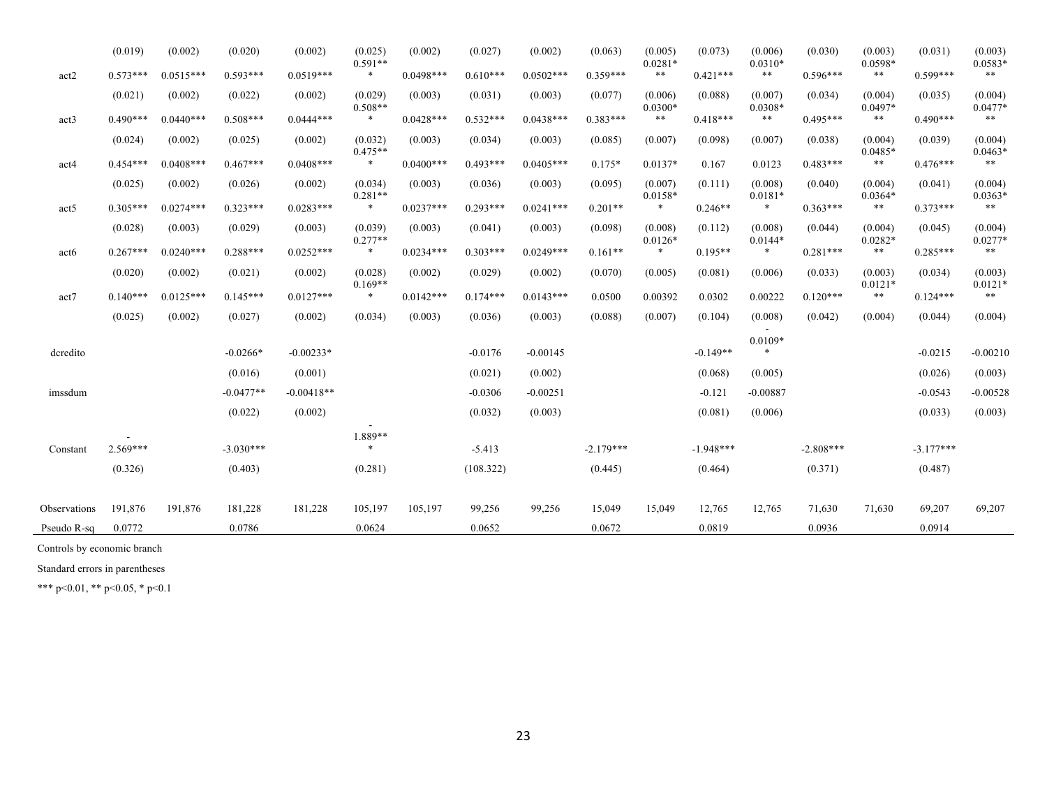| | | | | | | | | | | | | | | | | |
|---|---|---|---|---|---|---|---|---|---|---|---|---|---|---|---|---|
| | (0.019) | (0.002) | (0.020) | (0.002) | (0.025) | (0.002) | (0.027) | (0.002) | (0.063) | (0.005) | (0.073) | (0.006) | (0.030) | (0.003) | (0.031) | (0.003) |
| act2 | 0.573*** | 0.0515*** | 0.593*** | 0.0519*** | 0.591*** | 0.0498*** | 0.610*** | 0.0502*** | 0.359*** | 0.0281*** | 0.421*** | 0.0310*** | 0.596*** | 0.0598*** | 0.599*** | 0.0583*** |
| | (0.021) | (0.002) | (0.022) | (0.002) | (0.029) | (0.003) | (0.031) | (0.003) | (0.077) | (0.006) | (0.088) | (0.007) | (0.034) | (0.004) | (0.035) | (0.004) |
| act3 | 0.490*** | 0.0440*** | 0.508*** | 0.0444*** | 0.508*** | 0.0428*** | 0.532*** | 0.0438*** | 0.383*** | 0.0300*** | 0.418*** | 0.0308*** | 0.495*** | 0.0497*** | 0.490*** | 0.0477*** |
| | (0.024) | (0.002) | (0.025) | (0.002) | (0.032) | (0.003) | (0.034) | (0.003) | (0.085) | (0.007) | (0.098) | (0.007) | (0.038) | (0.004) | (0.039) | (0.004) |
| act4 | 0.454*** | 0.0408*** | 0.467*** | 0.0408*** | 0.475*** | 0.0400*** | 0.493*** | 0.0405*** | 0.175* | 0.0137* | 0.167 | 0.0123 | 0.483*** | 0.0485*** | 0.476*** | 0.0463*** |
| | (0.025) | (0.002) | (0.026) | (0.002) | (0.034) | (0.003) | (0.036) | (0.003) | (0.095) | (0.007) | (0.111) | (0.008) | (0.040) | (0.004) | (0.041) | (0.004) |
| act5 | 0.305*** | 0.0274*** | 0.323*** | 0.0283*** | 0.281*** | 0.0237*** | 0.293*** | 0.0241*** | 0.201** | 0.0158** | 0.246** | 0.0181** | 0.363*** | 0.0364*** | 0.373*** | 0.0363*** |
| | (0.028) | (0.003) | (0.029) | (0.003) | (0.039) | (0.003) | (0.041) | (0.003) | (0.098) | (0.008) | (0.112) | (0.008) | (0.044) | (0.004) | (0.045) | (0.004) |
| act6 | 0.267*** | 0.0240*** | 0.288*** | 0.0252*** | 0.277*** | 0.0234*** | 0.303*** | 0.0249*** | 0.161** | 0.0126** | 0.195** | 0.0144** | 0.281*** | 0.0282*** | 0.285*** | 0.0277*** |
| | (0.020) | (0.002) | (0.021) | (0.002) | (0.028) | (0.002) | (0.029) | (0.002) | (0.070) | (0.005) | (0.081) | (0.006) | (0.033) | (0.003) | (0.034) | (0.003) |
| act7 | 0.140*** | 0.0125*** | 0.145*** | 0.0127*** | 0.169*** | 0.0142*** | 0.174*** | 0.0143*** | 0.0500 | 0.00392 | 0.0302 | 0.00222 | 0.120*** | 0.0121*** | 0.124*** | 0.0121*** |
| | (0.025) | (0.002) | (0.027) | (0.002) | (0.034) | (0.003) | (0.036) | (0.003) | (0.088) | (0.007) | (0.104) | (0.008) | (0.042) | (0.004) | (0.044) | (0.004) |
| dcredito | | | -0.0266* | -0.00233* | | | -0.0176 | -0.00145 | | | -0.149** | -0.0109** | | | -0.0215 | -0.00210 |
| | | | (0.016) | (0.001) | | | (0.021) | (0.002) | | | (0.068) | (0.005) | | | (0.026) | (0.003) |
| imssdum | | | -0.0477** | -0.00418** | | | -0.0306 | -0.00251 | | | -0.121 | -0.00887 | | | -0.0543 | -0.00528 |
| | | | (0.022) | (0.002) | | | (0.032) | (0.003) | | | (0.081) | (0.006) | | | (0.033) | (0.003) |
| Constant | -2.569*** | | -3.030*** | | -1.889*** | | -5.413 | | -2.179*** | | -1.948*** | | -2.808*** | | -3.177*** | |
| | (0.326) | | (0.403) | | (0.281) | | (108.322) | | (0.445) | | (0.464) | | (0.371) | | (0.487) | |
| Observations | 191,876 | 191,876 | 181,228 | 181,228 | 105,197 | 105,197 | 99,256 | 99,256 | 15,049 | 15,049 | 12,765 | 12,765 | 71,630 | 71,630 | 69,207 | 69,207 |
| Pseudo R-sq | 0.0772 | | 0.0786 | | 0.0624 | | 0.0652 | | 0.0672 | | 0.0819 | | 0.0936 | | 0.0914 | |

Controls by economic branch

Standard errors in parentheses

*** p<0.01, ** p<0.05, * p<0.1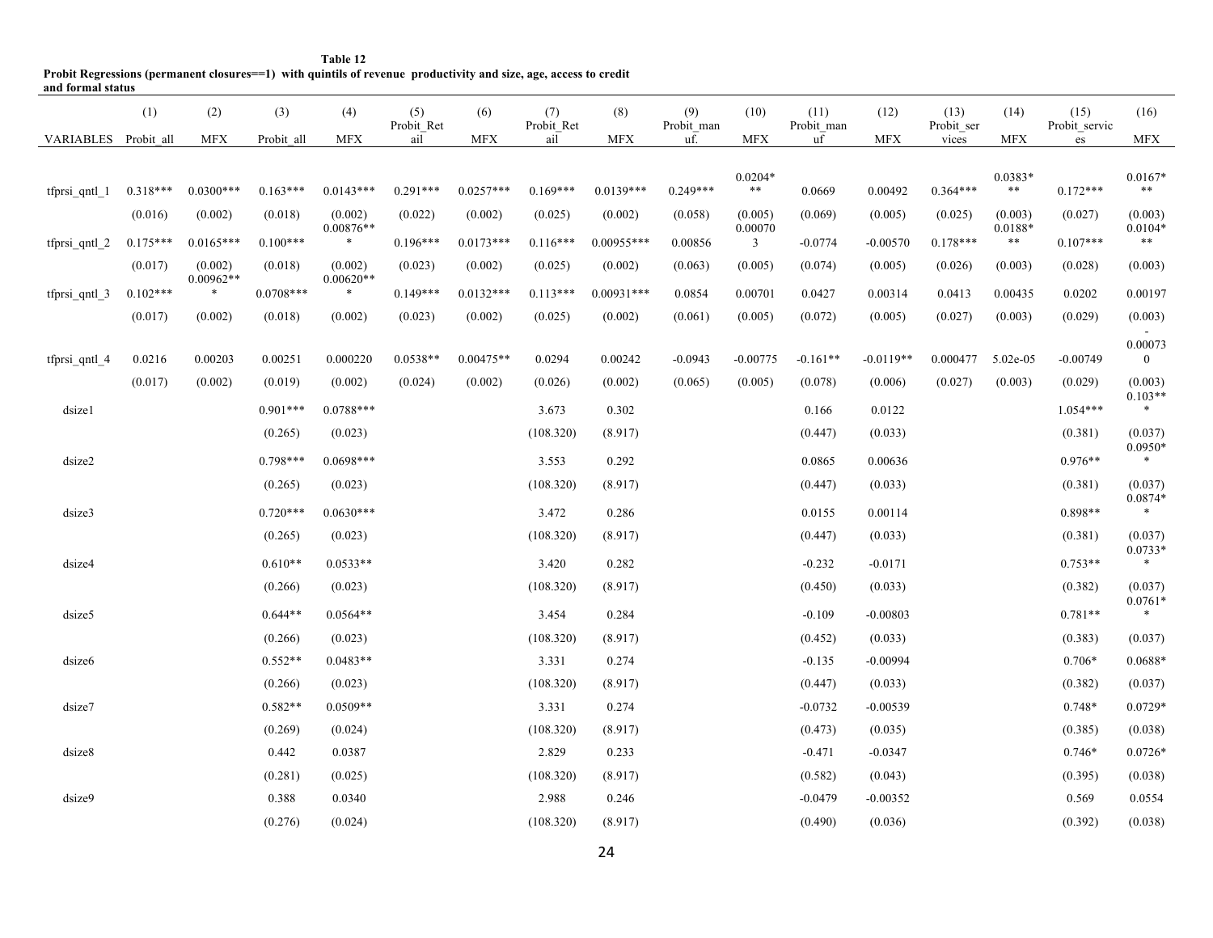**Table 12**
**Probit Regressions (permanent closures==1) with quintils of revenue productivity and size, age, access to credit and formal status**

| VARIABLES | (1) Probit_all | (2) MFX | (3) Probit_all | (4) MFX | (5) Probit_Retail | (6) MFX | (7) Probit_Retail | (8) MFX | (9) Probit_manuf. | (10) MFX | (11) Probit_manuf | (12) MFX | (13) Probit_services | (14) MFX | (15) Probit_services | (16) MFX |
|---|---|---|---|---|---|---|---|---|---|---|---|---|---|---|---|---|
| tfprsi_qntl_1 | 0.318*** | 0.0300*** | 0.163*** | 0.0143*** | 0.291*** | 0.0257*** | 0.169*** | 0.0139*** | 0.249*** | 0.0204*** | 0.0669 | 0.00492 | 0.364*** | 0.0383*** | 0.172*** | 0.0167*** |
| | (0.016) | (0.002) | (0.018) | (0.002) | (0.022) | (0.002) | (0.025) | (0.002) | (0.058) | (0.005) | (0.069) | (0.005) | (0.025) | (0.003) | (0.027) | (0.003) |
| tfprsi_qntl_2 | 0.175*** | 0.0165*** | 0.100*** | 0.00876*** | 0.196*** | 0.0173*** | 0.116*** | 0.00955*** | 0.00856 | 0.000703 | -0.0774 | -0.00570 | 0.178*** | 0.0188*** | 0.107*** | 0.0104*** |
| | (0.017) | (0.002) | (0.018) | (0.002) | (0.023) | (0.002) | (0.025) | (0.002) | (0.063) | (0.005) | (0.074) | (0.005) | (0.026) | (0.003) | (0.028) | (0.003) |
| tfprsi_qntl_3 | 0.102*** | 0.00962*** | 0.0708*** | 0.00620*** | 0.149*** | 0.0132*** | 0.113*** | 0.00931*** | 0.0854 | 0.00701 | 0.0427 | 0.00314 | 0.0413 | 0.00435 | 0.0202 | 0.00197 |
| | (0.017) | (0.002) | (0.018) | (0.002) | (0.023) | (0.002) | (0.025) | (0.002) | (0.061) | (0.005) | (0.072) | (0.005) | (0.027) | (0.003) | (0.029) | (0.003) |
| tfprsi_qntl_4 | 0.0216 | 0.00203 | 0.00251 | 0.000220 | 0.0538** | 0.00475** | 0.0294 | 0.00242 | -0.0943 | -0.00775 | -0.161** | -0.0119** | 0.000477 | 5.02e-05 | -0.00749 | -0.000730 |
| | (0.017) | (0.002) | (0.019) | (0.002) | (0.024) | (0.002) | (0.026) | (0.002) | (0.065) | (0.005) | (0.078) | (0.006) | (0.027) | (0.003) | (0.029) | (0.003) |
| dsize1 | | | 0.901*** | 0.0788*** | | | 3.673 | 0.302 | | | 0.166 | 0.0122 | | | 1.054*** | 0.103*** |
| | | | (0.265) | (0.023) | | | (108.320) | (8.917) | | | (0.447) | (0.033) | | | (0.381) | (0.037) |
| dsize2 | | | 0.798*** | 0.0698*** | | | 3.553 | 0.292 | | | 0.0865 | 0.00636 | | | 0.976** | 0.0950** |
| | | | (0.265) | (0.023) | | | (108.320) | (8.917) | | | (0.447) | (0.033) | | | (0.381) | (0.037) |
| dsize3 | | | 0.720*** | 0.0630*** | | | 3.472 | 0.286 | | | 0.0155 | 0.00114 | | | 0.898** | 0.0874** |
| | | | (0.265) | (0.023) | | | (108.320) | (8.917) | | | (0.447) | (0.033) | | | (0.381) | (0.037) |
| dsize4 | | | 0.610** | 0.0533** | | | 3.420 | 0.282 | | | -0.232 | -0.0171 | | | 0.753** | 0.0733** |
| | | | (0.266) | (0.023) | | | (108.320) | (8.917) | | | (0.450) | (0.033) | | | (0.382) | (0.037) |
| dsize5 | | | 0.644** | 0.0564** | | | 3.454 | 0.284 | | | -0.109 | -0.00803 | | | 0.781** | 0.0761** |
| | | | (0.266) | (0.023) | | | (108.320) | (8.917) | | | (0.452) | (0.033) | | | (0.383) | (0.037) |
| dsize6 | | | 0.552** | 0.0483** | | | 3.331 | 0.274 | | | -0.135 | -0.00994 | | | 0.706* | 0.0688* |
| | | | (0.266) | (0.023) | | | (108.320) | (8.917) | | | (0.447) | (0.033) | | | (0.382) | (0.037) |
| dsize7 | | | 0.582** | 0.0509** | | | 3.331 | 0.274 | | | -0.0732 | -0.00539 | | | 0.748* | 0.0729* |
| | | | (0.269) | (0.024) | | | (108.320) | (8.917) | | | (0.473) | (0.035) | | | (0.385) | (0.038) |
| dsize8 | | | 0.442 | 0.0387 | | | 2.829 | 0.233 | | | -0.471 | -0.0347 | | | 0.746* | 0.0726* |
| | | | (0.281) | (0.025) | | | (108.320) | (8.917) | | | (0.582) | (0.043) | | | (0.395) | (0.038) |
| dsize9 | | | 0.388 | 0.0340 | | | 2.988 | 0.246 | | | -0.0479 | -0.00352 | | | 0.569 | 0.0554 |
| | | | (0.276) | (0.024) | | | (108.320) | (8.917) | | | (0.490) | (0.036) | | | (0.392) | (0.038) |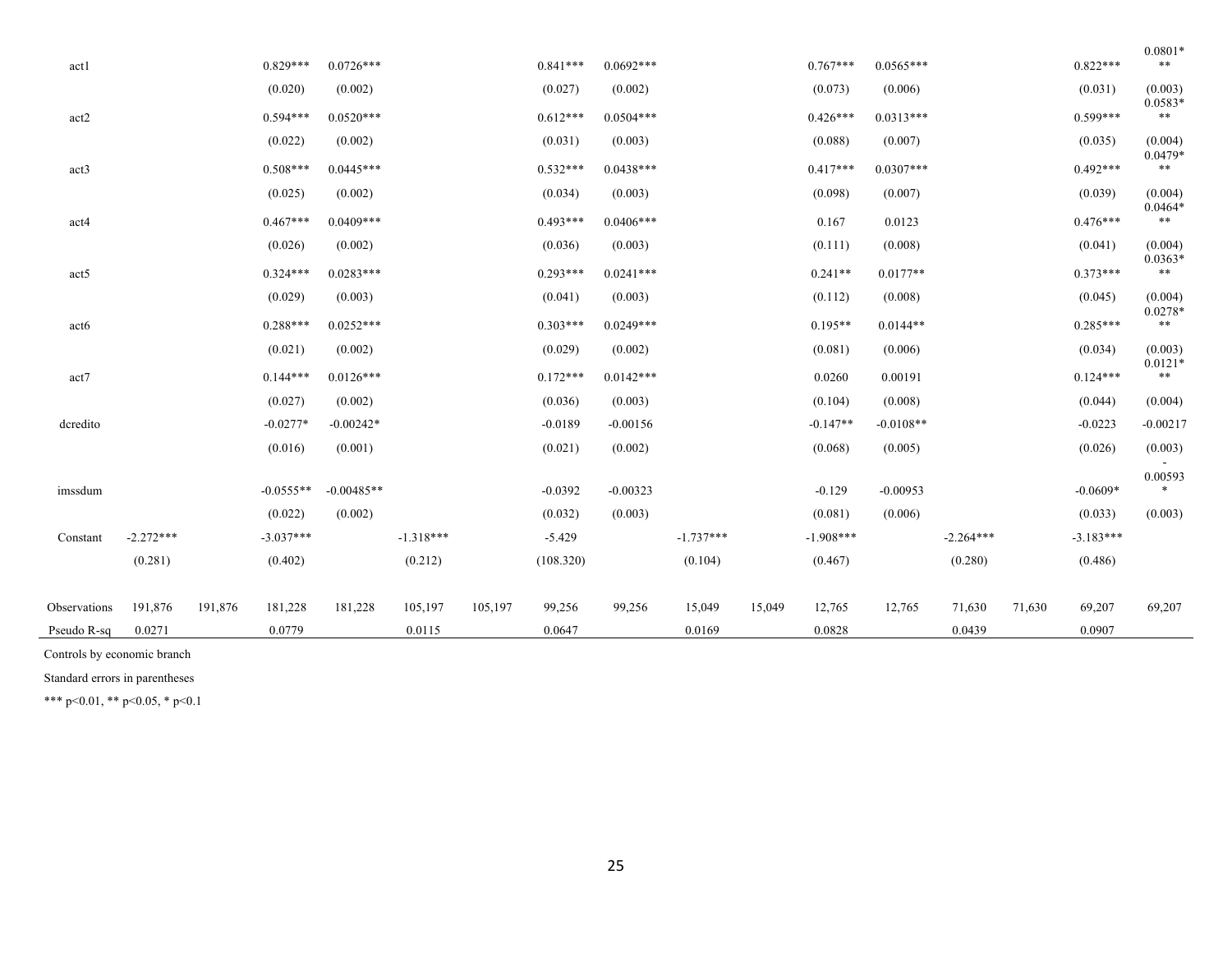| | | | | | | | | | | | | | | | | |
|---|---|---|---|---|---|---|---|---|---|---|---|---|---|---|---|---|
| act1 | | | 0.829*** | 0.0726*** | | | 0.841*** | 0.0692*** | | | 0.767*** | 0.0565*** | | | 0.822*** | 0.0801*** |
| | | | (0.020) | (0.002) | | | (0.027) | (0.002) | | | (0.073) | (0.006) | | | (0.031) | (0.003) |
| act2 | | | 0.594*** | 0.0520*** | | | 0.612*** | 0.0504*** | | | 0.426*** | 0.0313*** | | | 0.599*** | 0.0583*** |
| | | | (0.022) | (0.002) | | | (0.031) | (0.003) | | | (0.088) | (0.007) | | | (0.035) | (0.004) |
| act3 | | | 0.508*** | 0.0445*** | | | 0.532*** | 0.0438*** | | | 0.417*** | 0.0307*** | | | 0.492*** | 0.0479*** |
| | | | (0.025) | (0.002) | | | (0.034) | (0.003) | | | (0.098) | (0.007) | | | (0.039) | (0.004) |
| act4 | | | 0.467*** | 0.0409*** | | | 0.493*** | 0.0406*** | | | 0.167 | 0.0123 | | | 0.476*** | 0.0464*** |
| | | | (0.026) | (0.002) | | | (0.036) | (0.003) | | | (0.111) | (0.008) | | | (0.041) | (0.004) |
| act5 | | | 0.324*** | 0.0283*** | | | 0.293*** | 0.0241*** | | | 0.241** | 0.0177** | | | 0.373*** | 0.0363*** |
| | | | (0.029) | (0.003) | | | (0.041) | (0.003) | | | (0.112) | (0.008) | | | (0.045) | (0.004) |
| act6 | | | 0.288*** | 0.0252*** | | | 0.303*** | 0.0249*** | | | 0.195** | 0.0144** | | | 0.285*** | 0.0278*** |
| | | | (0.021) | (0.002) | | | (0.029) | (0.002) | | | (0.081) | (0.006) | | | (0.034) | (0.003) |
| act7 | | | 0.144*** | 0.0126*** | | | 0.172*** | 0.0142*** | | | 0.0260 | 0.00191 | | | 0.124*** | 0.0121*** |
| | | | (0.027) | (0.002) | | | (0.036) | (0.003) | | | (0.104) | (0.008) | | | (0.044) | (0.004) |
| dcredito | | | -0.0277* | -0.00242* | | | -0.0189 | -0.00156 | | | -0.147** | -0.0108** | | | -0.0223 | -0.00217 |
| | | | (0.016) | (0.001) | | | (0.021) | (0.002) | | | (0.068) | (0.005) | | | (0.026) | (0.003) |
| imssdum | | | -0.0555** | -0.00485** | | | -0.0392 | -0.00323 | | | -0.129 | -0.00953 | | | -0.0609* | -0.00593* |
| | | | (0.022) | (0.002) | | | (0.032) | (0.003) | | | (0.081) | (0.006) | | | (0.033) | (0.003) |
| Constant | -2.272*** | | -3.037*** | | -1.318*** | | -5.429 | | -1.737*** | | -1.908*** | | -2.264*** | | -3.183*** | |
| | (0.281) | | (0.402) | | (0.212) | | (108.320) | | (0.104) | | (0.467) | | (0.280) | | (0.486) | |
| Observations | 191,876 | 191,876 | 181,228 | 181,228 | 105,197 | 105,197 | 99,256 | 99,256 | 15,049 | 15,049 | 12,765 | 12,765 | 71,630 | 71,630 | 69,207 | 69,207 |
| Pseudo R-sq | 0.0271 | | 0.0779 | | 0.0115 | | 0.0647 | | 0.0169 | | 0.0828 | | 0.0439 | | 0.0907 | |

Controls by economic branch

Standard errors in parentheses

*** p<0.01, ** p<0.05, * p<0.1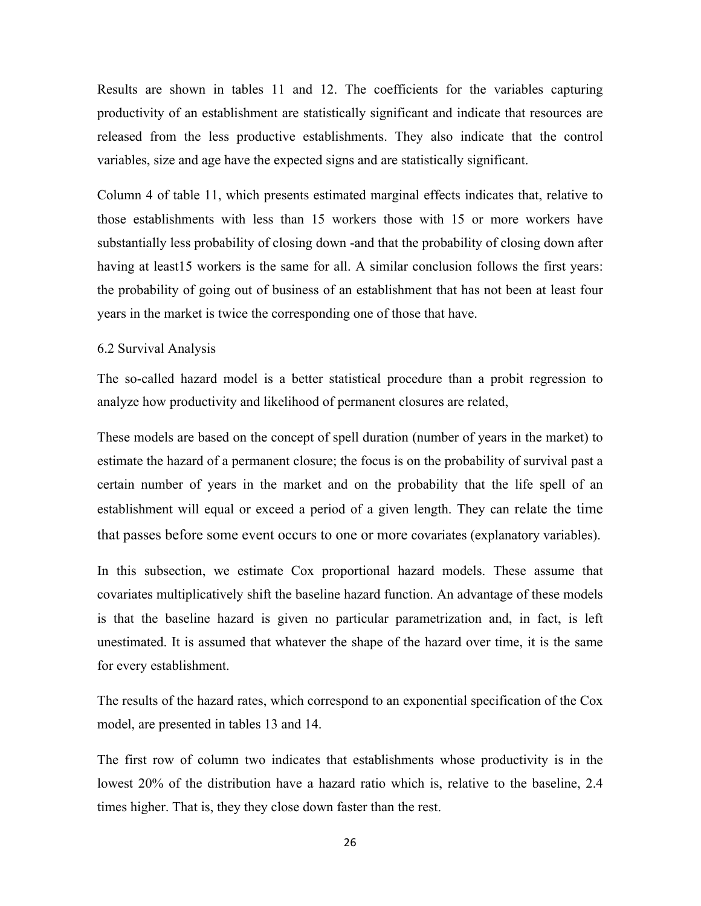Results are shown in tables 11 and 12. The coefficients for the variables capturing productivity of an establishment are statistically significant and indicate that resources are released from the less productive establishments. They also indicate that the control variables, size and age have the expected signs and are statistically significant.

Column 4 of table 11, which presents estimated marginal effects indicates that, relative to those establishments with less than 15 workers those with 15 or more workers have substantially less probability of closing down -and that the probability of closing down after having at least15 workers is the same for all. A similar conclusion follows the first years: the probability of going out of business of an establishment that has not been at least four years in the market is twice the corresponding one of those that have.

### 6.2 Survival Analysis

The so-called hazard model is a better statistical procedure than a probit regression to analyze how productivity and likelihood of permanent closures are related,

These models are based on the concept of spell duration (number of years in the market) to estimate the hazard of a permanent closure; the focus is on the probability of survival past a certain number of years in the market and on the probability that the life spell of an establishment will equal or exceed a period of a given length. They can relate the time that passes before some event occurs to one or more covariates (explanatory variables).

In this subsection, we estimate Cox proportional hazard models. These assume that covariates multiplicatively shift the baseline hazard function. An advantage of these models is that the baseline hazard is given no particular parametrization and, in fact, is left unestimated. It is assumed that whatever the shape of the hazard over time, it is the same for every establishment.

The results of the hazard rates, which correspond to an exponential specification of the Cox model, are presented in tables 13 and 14.

The first row of column two indicates that establishments whose productivity is in the lowest 20% of the distribution have a hazard ratio which is, relative to the baseline, 2.4 times higher. That is, they they close down faster than the rest.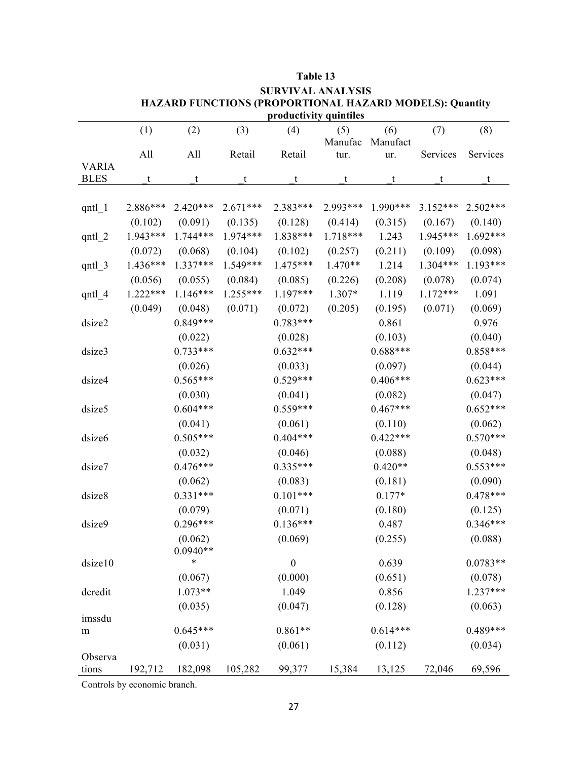**Table 13**

**SURVIVAL ANALYSIS**

**HAZARD FUNCTIONS (PROPORTIONAL HAZARD MODELS): Quantity productivity quintiles**

| | (1) | (2) | (3) | (4) | (5) | (6) | (7) | (8) |
|---|---|---|---|---|---|---|---|---|
| | All | All | Retail | Retail | Manufactur. | Manufactur. | Services | Services |
| VARIABLES | _t | _t | _t | _t | _t | _t | _t | _t |
| qntl_1 | 2.886*** | 2.420*** | 2.671*** | 2.383*** | 2.993*** | 1.990*** | 3.152*** | 2.502*** |
| | (0.102) | (0.091) | (0.135) | (0.128) | (0.414) | (0.315) | (0.167) | (0.140) |
| qntl_2 | 1.943*** | 1.744*** | 1.974*** | 1.838*** | 1.718*** | 1.243 | 1.945*** | 1.692*** |
| | (0.072) | (0.068) | (0.104) | (0.102) | (0.257) | (0.211) | (0.109) | (0.098) |
| qntl_3 | 1.436*** | 1.337*** | 1.549*** | 1.475*** | 1.470** | 1.214 | 1.304*** | 1.193*** |
| | (0.056) | (0.055) | (0.084) | (0.085) | (0.226) | (0.208) | (0.078) | (0.074) |
| qntl_4 | 1.222*** | 1.146*** | 1.255*** | 1.197*** | 1.307* | 1.119 | 1.172*** | 1.091 |
| | (0.049) | (0.048) | (0.071) | (0.072) | (0.205) | (0.195) | (0.071) | (0.069) |
| dsize2 | | 0.849*** | | 0.783*** | | 0.861 | | 0.976 |
| | | (0.022) | | (0.028) | | (0.103) | | (0.040) |
| dsize3 | | 0.733*** | | 0.632*** | | 0.688*** | | 0.858*** |
| | | (0.026) | | (0.033) | | (0.097) | | (0.044) |
| dsize4 | | 0.565*** | | 0.529*** | | 0.406*** | | 0.623*** |
| | | (0.030) | | (0.041) | | (0.082) | | (0.047) |
| dsize5 | | 0.604*** | | 0.559*** | | 0.467*** | | 0.652*** |
| | | (0.041) | | (0.061) | | (0.110) | | (0.062) |
| dsize6 | | 0.505*** | | 0.404*** | | 0.422*** | | 0.570*** |
| | | (0.032) | | (0.046) | | (0.088) | | (0.048) |
| dsize7 | | 0.476*** | | 0.335*** | | 0.420** | | 0.553*** |
| | | (0.062) | | (0.083) | | (0.181) | | (0.090) |
| dsize8 | | 0.331*** | | 0.101*** | | 0.177* | | 0.478*** |
| | | (0.079) | | (0.071) | | (0.180) | | (0.125) |
| dsize9 | | 0.296*** | | 0.136*** | | 0.487 | | 0.346*** |
| | | (0.062) | | (0.069) | | (0.255) | | (0.088) |
| dsize10 | | 0.0940*** | | 0 | | 0.639 | | 0.0783** |
| | | (0.067) | | (0.000) | | (0.651) | | (0.078) |
| dcredit | | 1.073** | | 1.049 | | 0.856 | | 1.237*** |
| | | (0.035) | | (0.047) | | (0.128) | | (0.063) |
| imssdum | | 0.645*** | | 0.861** | | 0.614*** | | 0.489*** |
| | | (0.031) | | (0.061) | | (0.112) | | (0.034) |
| Observations | 192,712 | 182,098 | 105,282 | 99,377 | 15,384 | 13,125 | 72,046 | 69,596 |

Controls by economic branch.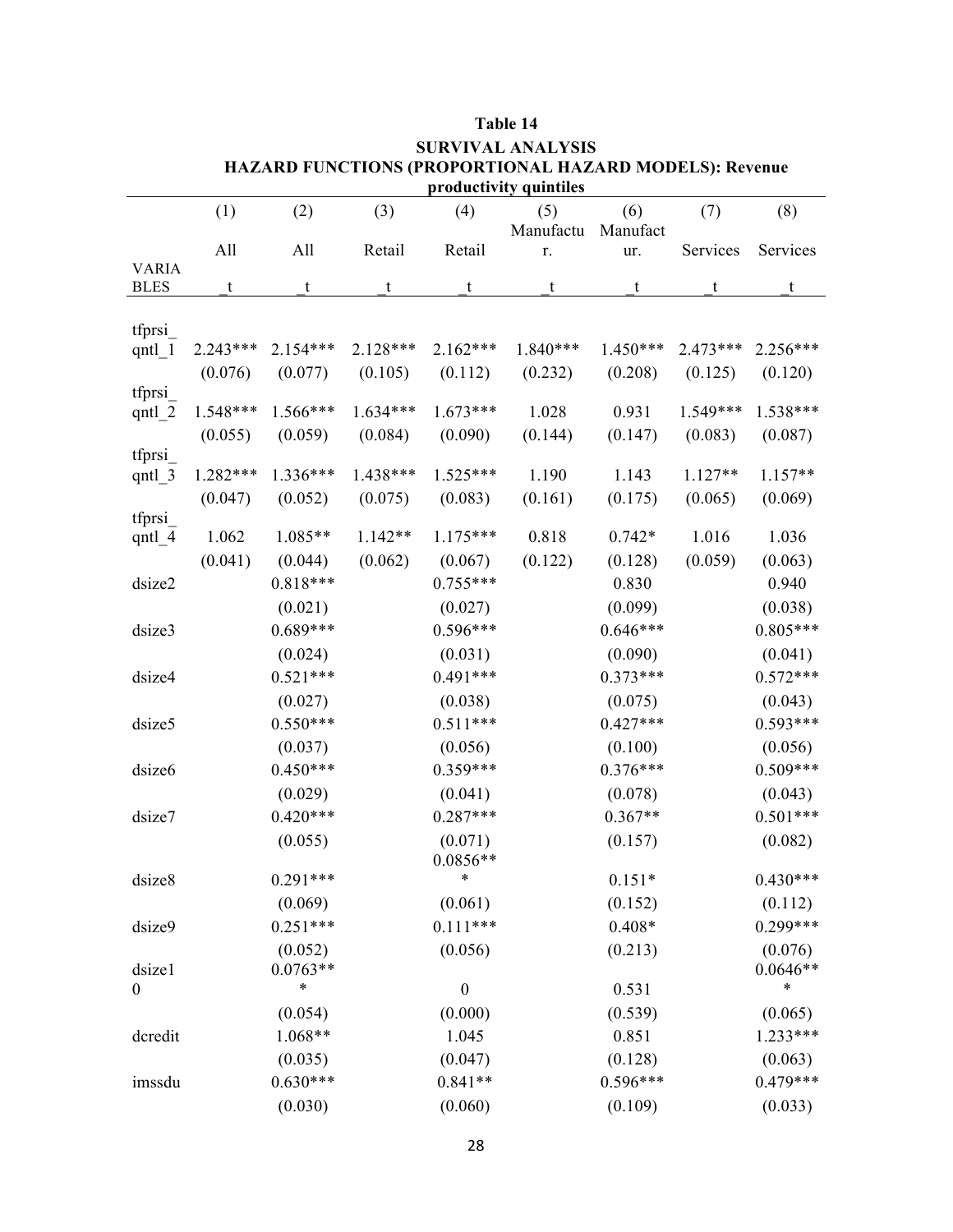**Table 14**

**SURVIVAL ANALYSIS**

**HAZARD FUNCTIONS (PROPORTIONAL HAZARD MODELS): Revenue productivity quintiles**

| VARIABLES | (1) All | (2) All | (3) Retail | (4) Retail | (5) Manufactur. | (6) Manufactur. | (7) Services | (8) Services |
|---|---|---|---|---|---|---|---|---|
| | _t | _t | _t | _t | _t | _t | _t | _t |
| tfprsi_qntl_1 | 2.243*** | 2.154*** | 2.128*** | 2.162*** | 1.840*** | 1.450*** | 2.473*** | 2.256*** |
| | (0.076) | (0.077) | (0.105) | (0.112) | (0.232) | (0.208) | (0.125) | (0.120) |
| tfprsi_qntl_2 | 1.548*** | 1.566*** | 1.634*** | 1.673*** | 1.028 | 0.931 | 1.549*** | 1.538*** |
| | (0.055) | (0.059) | (0.084) | (0.090) | (0.144) | (0.147) | (0.083) | (0.087) |
| tfprsi_qntl_3 | 1.282*** | 1.336*** | 1.438*** | 1.525*** | 1.190 | 1.143 | 1.127** | 1.157** |
| | (0.047) | (0.052) | (0.075) | (0.083) | (0.161) | (0.175) | (0.065) | (0.069) |
| tfprsi_qntl_4 | 1.062 | 1.085** | 1.142** | 1.175*** | 0.818 | 0.742* | 1.016 | 1.036 |
| | (0.041) | (0.044) | (0.062) | (0.067) | (0.122) | (0.128) | (0.059) | (0.063) |
| dsize2 | | 0.818*** | | 0.755*** | | 0.830 | | 0.940 |
| | | (0.021) | | (0.027) | | (0.099) | | (0.038) |
| dsize3 | | 0.689*** | | 0.596*** | | 0.646*** | | 0.805*** |
| | | (0.024) | | (0.031) | | (0.090) | | (0.041) |
| dsize4 | | 0.521*** | | 0.491*** | | 0.373*** | | 0.572*** |
| | | (0.027) | | (0.038) | | (0.075) | | (0.043) |
| dsize5 | | 0.550*** | | 0.511*** | | 0.427*** | | 0.593*** |
| | | (0.037) | | (0.056) | | (0.100) | | (0.056) |
| dsize6 | | 0.450*** | | 0.359*** | | 0.376*** | | 0.509*** |
| | | (0.029) | | (0.041) | | (0.078) | | (0.043) |
| dsize7 | | 0.420*** | | 0.287*** | | 0.367** | | 0.501*** |
| | | (0.055) | | (0.071) | | (0.157) | | (0.082) |
| dsize8 | | 0.291*** | | 0.0856*** | | 0.151* | | 0.430*** |
| | | (0.069) | | (0.061) | | (0.152) | | (0.112) |
| dsize9 | | 0.251*** | | 0.111*** | | 0.408* | | 0.299*** |
| | | (0.052) | | (0.056) | | (0.213) | | (0.076) |
| dsize10 | | 0.0763*** | | 0 | | 0.531 | | 0.0646*** |
| | | (0.054) | | (0.000) | | (0.539) | | (0.065) |
| dcredit | | 1.068** | | 1.045 | | 0.851 | | 1.233*** |
| | | (0.035) | | (0.047) | | (0.128) | | (0.063) |
| imssdu | | 0.630*** | | 0.841** | | 0.596*** | | 0.479*** |
| | | (0.030) | | (0.060) | | (0.109) | | (0.033) |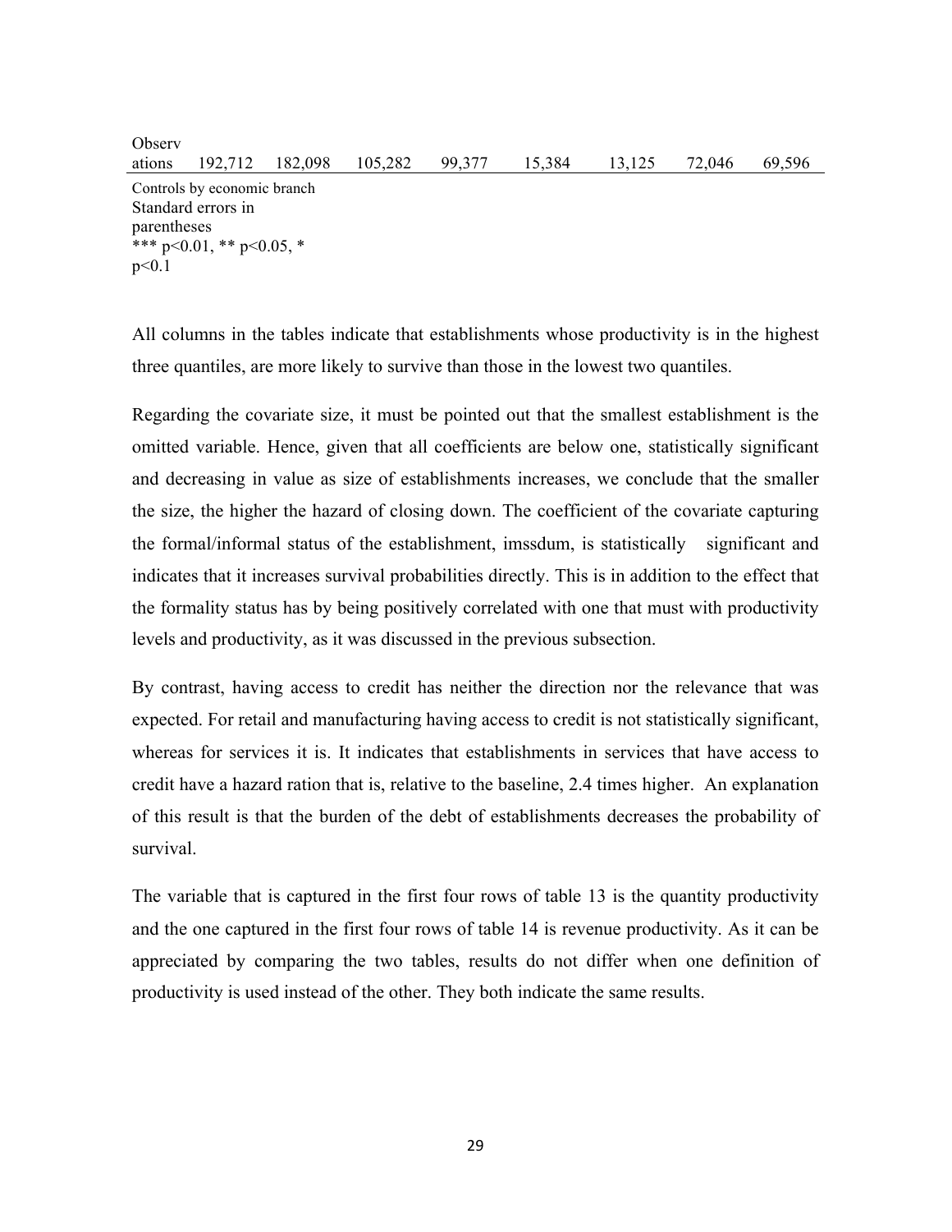| | | | | | | | | |
|---|---|---|---|---|---|---|---|---|
| Observations | 192,712 | 182,098 | 105,282 | 99,377 | 15,384 | 13,125 | 72,046 | 69,596 |

Controls by economic branch
Standard errors in parentheses
*** p<0.01, ** p<0.05, * p<0.1

All columns in the tables indicate that establishments whose productivity is in the highest three quantiles, are more likely to survive than those in the lowest two quantiles.

Regarding the covariate size, it must be pointed out that the smallest establishment is the omitted variable. Hence, given that all coefficients are below one, statistically significant and decreasing in value as size of establishments increases, we conclude that the smaller the size, the higher the hazard of closing down. The coefficient of the covariate capturing the formal/informal status of the establishment, imssdum, is statistically significant and indicates that it increases survival probabilities directly. This is in addition to the effect that the formality status has by being positively correlated with one that must with productivity levels and productivity, as it was discussed in the previous subsection.

By contrast, having access to credit has neither the direction nor the relevance that was expected. For retail and manufacturing having access to credit is not statistically significant, whereas for services it is. It indicates that establishments in services that have access to credit have a hazard ration that is, relative to the baseline, 2.4 times higher. An explanation of this result is that the burden of the debt of establishments decreases the probability of survival.

The variable that is captured in the first four rows of table 13 is the quantity productivity and the one captured in the first four rows of table 14 is revenue productivity. As it can be appreciated by comparing the two tables, results do not differ when one definition of productivity is used instead of the other. They both indicate the same results.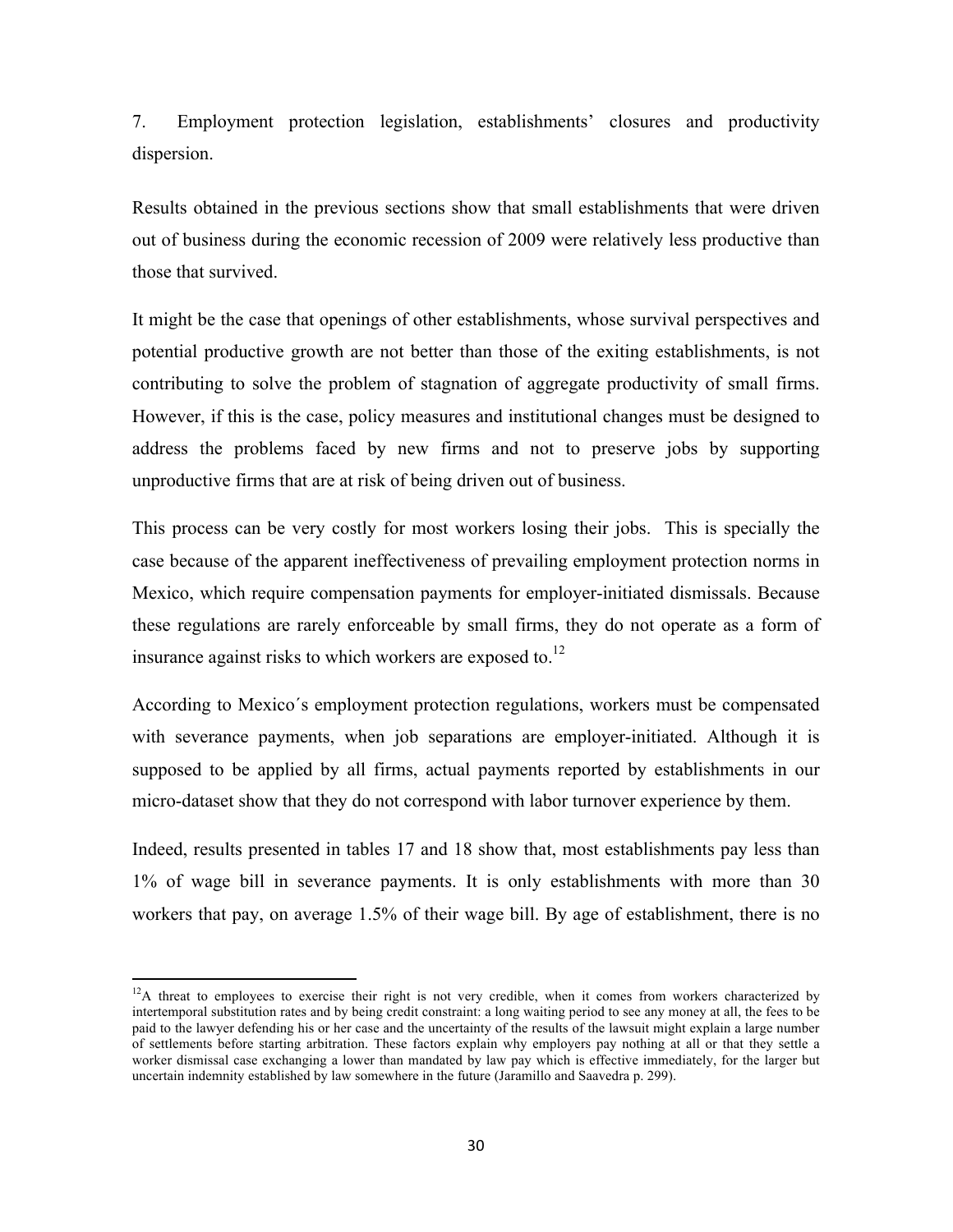## 7. Employment protection legislation, establishments' closures and productivity dispersion.

Results obtained in the previous sections show that small establishments that were driven out of business during the economic recession of 2009 were relatively less productive than those that survived.

It might be the case that openings of other establishments, whose survival perspectives and potential productive growth are not better than those of the exiting establishments, is not contributing to solve the problem of stagnation of aggregate productivity of small firms. However, if this is the case, policy measures and institutional changes must be designed to address the problems faced by new firms and not to preserve jobs by supporting unproductive firms that are at risk of being driven out of business.

This process can be very costly for most workers losing their jobs. This is specially the case because of the apparent ineffectiveness of prevailing employment protection norms in Mexico, which require compensation payments for employer-initiated dismissals. Because these regulations are rarely enforceable by small firms, they do not operate as a form of insurance against risks to which workers are exposed to.[12]

According to Mexico´s employment protection regulations, workers must be compensated with severance payments, when job separations are employer-initiated. Although it is supposed to be applied by all firms, actual payments reported by establishments in our micro-dataset show that they do not correspond with labor turnover experience by them.

Indeed, results presented in tables 17 and 18 show that, most establishments pay less than 1% of wage bill in severance payments. It is only establishments with more than 30 workers that pay, on average 1.5% of their wage bill. By age of establishment, there is no

[12]A threat to employees to exercise their right is not very credible, when it comes from workers characterized by intertemporal substitution rates and by being credit constraint: a long waiting period to see any money at all, the fees to be paid to the lawyer defending his or her case and the uncertainty of the results of the lawsuit might explain a large number of settlements before starting arbitration. These factors explain why employers pay nothing at all or that they settle a worker dismissal case exchanging a lower than mandated by law pay which is effective immediately, for the larger but uncertain indemnity established by law somewhere in the future (Jaramillo and Saavedra p. 299).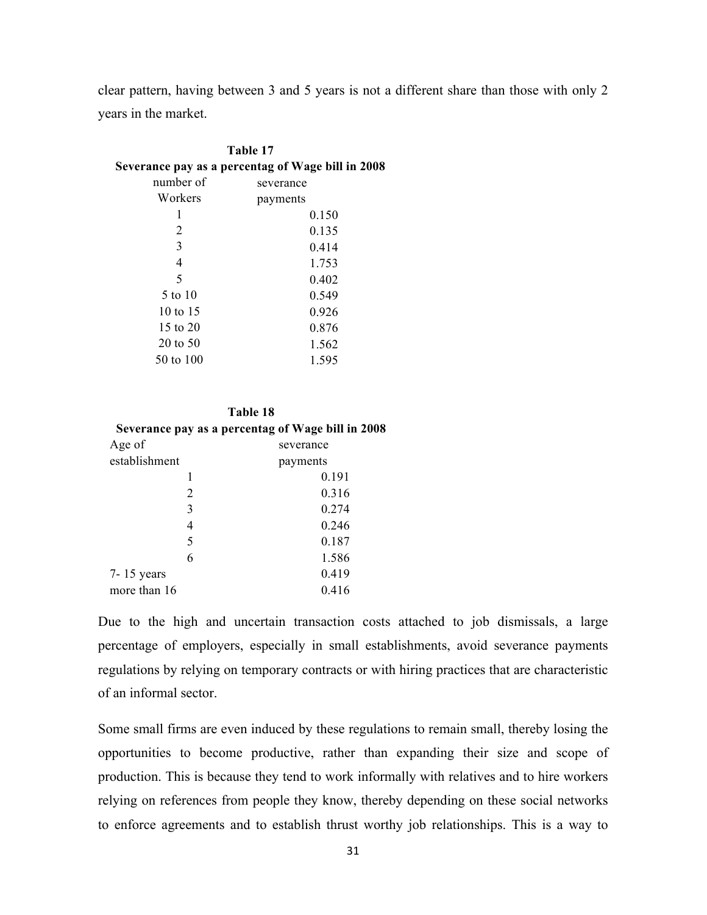clear pattern, having between 3 and 5 years is not a different share than those with only 2 years in the market.

**Table 17**

**Severance pay as a percentag of Wage bill in 2008**

| number of Workers | severance payments |
|---|---|
| 1 | 0.150 |
| 2 | 0.135 |
| 3 | 0.414 |
| 4 | 1.753 |
| 5 | 0.402 |
| 5 to 10 | 0.549 |
| 10 to 15 | 0.926 |
| 15 to 20 | 0.876 |
| 20 to 50 | 1.562 |
| 50 to 100 | 1.595 |

**Table 18**

**Severance pay as a percentag of Wage bill in 2008**

| Age of establishment | severance payments |
|---|---|
| 1 | 0.191 |
| 2 | 0.316 |
| 3 | 0.274 |
| 4 | 0.246 |
| 5 | 0.187 |
| 6 | 1.586 |
| 7- 15 years | 0.419 |
| more than 16 | 0.416 |

Due to the high and uncertain transaction costs attached to job dismissals, a large percentage of employers, especially in small establishments, avoid severance payments regulations by relying on temporary contracts or with hiring practices that are characteristic of an informal sector.

Some small firms are even induced by these regulations to remain small, thereby losing the opportunities to become productive, rather than expanding their size and scope of production. This is because they tend to work informally with relatives and to hire workers relying on references from people they know, thereby depending on these social networks to enforce agreements and to establish thrust worthy job relationships. This is a way to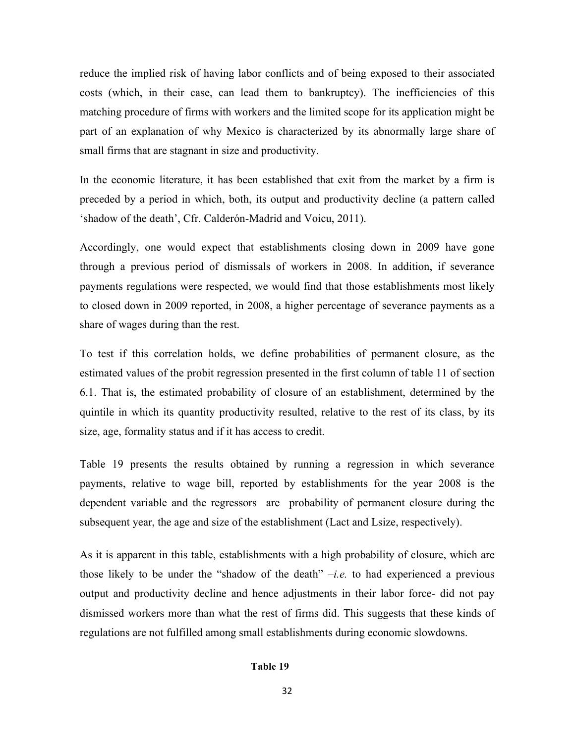reduce the implied risk of having labor conflicts and of being exposed to their associated costs (which, in their case, can lead them to bankruptcy). The inefficiencies of this matching procedure of firms with workers and the limited scope for its application might be part of an explanation of why Mexico is characterized by its abnormally large share of small firms that are stagnant in size and productivity.

In the economic literature, it has been established that exit from the market by a firm is preceded by a period in which, both, its output and productivity decline (a pattern called 'shadow of the death', Cfr. Calderón-Madrid and Voicu, 2011).

Accordingly, one would expect that establishments closing down in 2009 have gone through a previous period of dismissals of workers in 2008. In addition, if severance payments regulations were respected, we would find that those establishments most likely to closed down in 2009 reported, in 2008, a higher percentage of severance payments as a share of wages during than the rest.

To test if this correlation holds, we define probabilities of permanent closure, as the estimated values of the probit regression presented in the first column of table 11 of section 6.1. That is, the estimated probability of closure of an establishment, determined by the quintile in which its quantity productivity resulted, relative to the rest of its class, by its size, age, formality status and if it has access to credit.

Table 19 presents the results obtained by running a regression in which severance payments, relative to wage bill, reported by establishments for the year 2008 is the dependent variable and the regressors are probability of permanent closure during the subsequent year, the age and size of the establishment (Lact and Lsize, respectively).

As it is apparent in this table, establishments with a high probability of closure, which are those likely to be under the "shadow of the death" –*i.e.* to had experienced a previous output and productivity decline and hence adjustments in their labor force- did not pay dismissed workers more than what the rest of firms did. This suggests that these kinds of regulations are not fulfilled among small establishments during economic slowdowns.

**Table 19**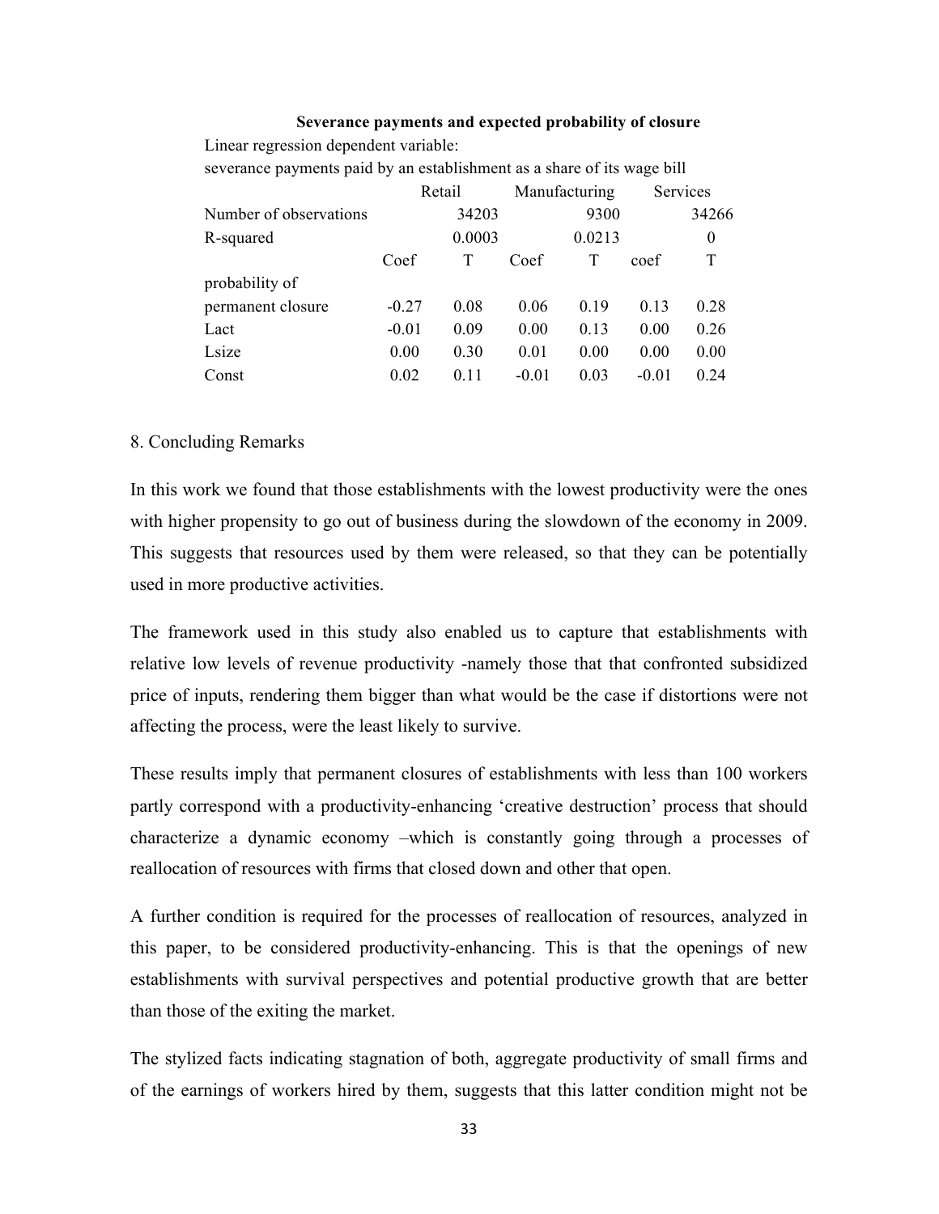**Severance payments and expected probability of closure**

Linear regression dependent variable:

severance payments paid by an establishment as a share of its wage bill

| | Retail | | Manufacturing | | Services | |
|---|---|---|---|---|---|---|
| Number of observations | | 34203 | | 9300 | | 34266 |
| R-squared | | 0.0003 | | 0.0213 | | 0 |
| | Coef | T | Coef | T | coef | T |
| probability of permanent closure | -0.27 | 0.08 | 0.06 | 0.19 | 0.13 | 0.28 |
| Lact | -0.01 | 0.09 | 0.00 | 0.13 | 0.00 | 0.26 |
| Lsize | 0.00 | 0.30 | 0.01 | 0.00 | 0.00 | 0.00 |
| Const | 0.02 | 0.11 | -0.01 | 0.03 | -0.01 | 0.24 |

## 8. Concluding Remarks

In this work we found that those establishments with the lowest productivity were the ones with higher propensity to go out of business during the slowdown of the economy in 2009. This suggests that resources used by them were released, so that they can be potentially used in more productive activities.

The framework used in this study also enabled us to capture that establishments with relative low levels of revenue productivity -namely those that that confronted subsidized price of inputs, rendering them bigger than what would be the case if distortions were not affecting the process, were the least likely to survive.

These results imply that permanent closures of establishments with less than 100 workers partly correspond with a productivity-enhancing 'creative destruction' process that should characterize a dynamic economy –which is constantly going through a processes of reallocation of resources with firms that closed down and other that open.

A further condition is required for the processes of reallocation of resources, analyzed in this paper, to be considered productivity-enhancing. This is that the openings of new establishments with survival perspectives and potential productive growth that are better than those of the exiting the market.

The stylized facts indicating stagnation of both, aggregate productivity of small firms and of the earnings of workers hired by them, suggests that this latter condition might not be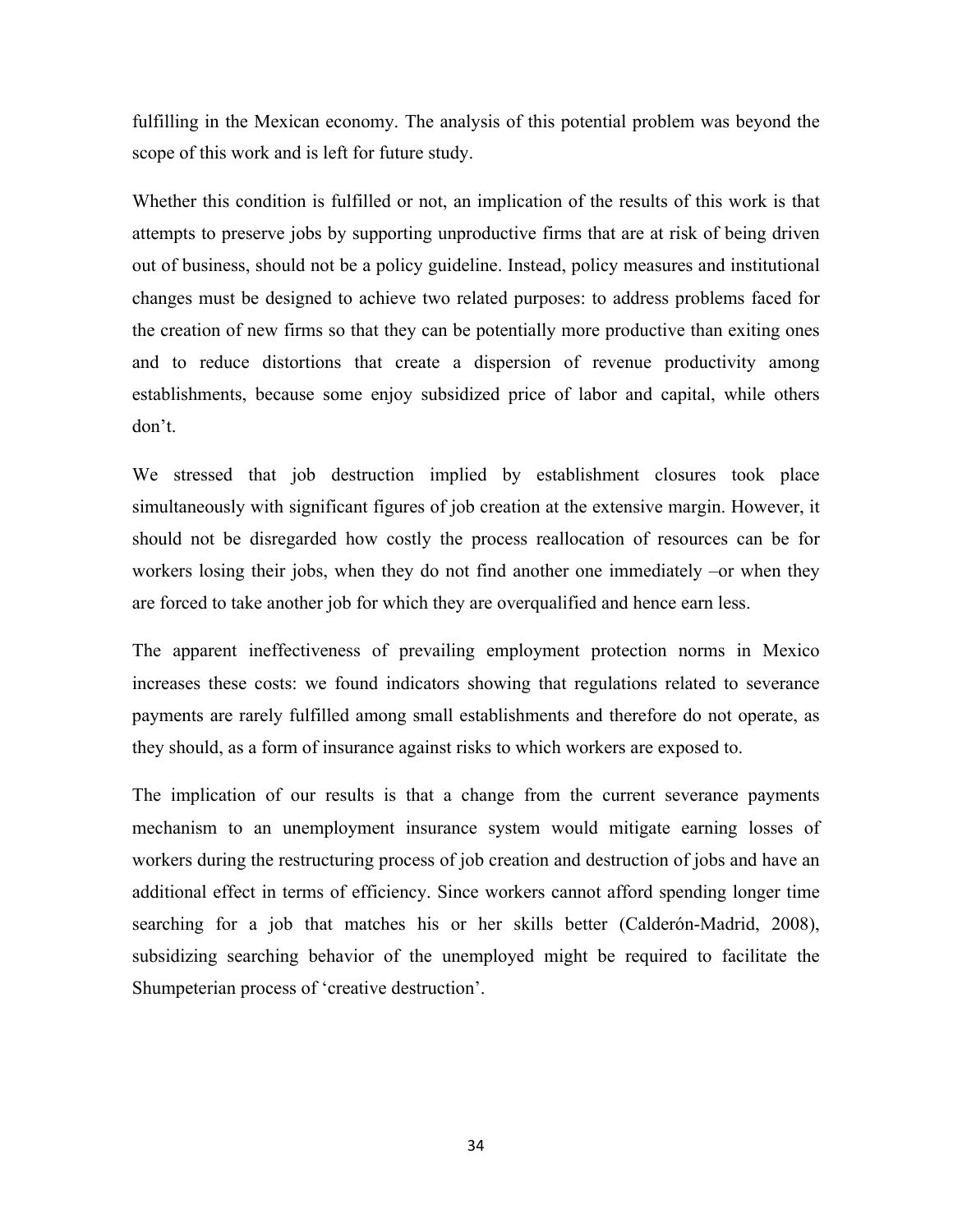fulfilling in the Mexican economy. The analysis of this potential problem was beyond the scope of this work and is left for future study.

Whether this condition is fulfilled or not, an implication of the results of this work is that attempts to preserve jobs by supporting unproductive firms that are at risk of being driven out of business, should not be a policy guideline. Instead, policy measures and institutional changes must be designed to achieve two related purposes: to address problems faced for the creation of new firms so that they can be potentially more productive than exiting ones and to reduce distortions that create a dispersion of revenue productivity among establishments, because some enjoy subsidized price of labor and capital, while others don't.

We stressed that job destruction implied by establishment closures took place simultaneously with significant figures of job creation at the extensive margin. However, it should not be disregarded how costly the process reallocation of resources can be for workers losing their jobs, when they do not find another one immediately –or when they are forced to take another job for which they are overqualified and hence earn less.

The apparent ineffectiveness of prevailing employment protection norms in Mexico increases these costs: we found indicators showing that regulations related to severance payments are rarely fulfilled among small establishments and therefore do not operate, as they should, as a form of insurance against risks to which workers are exposed to.

The implication of our results is that a change from the current severance payments mechanism to an unemployment insurance system would mitigate earning losses of workers during the restructuring process of job creation and destruction of jobs and have an additional effect in terms of efficiency. Since workers cannot afford spending longer time searching for a job that matches his or her skills better (Calderón-Madrid, 2008), subsidizing searching behavior of the unemployed might be required to facilitate the Shumpeterian process of 'creative destruction'.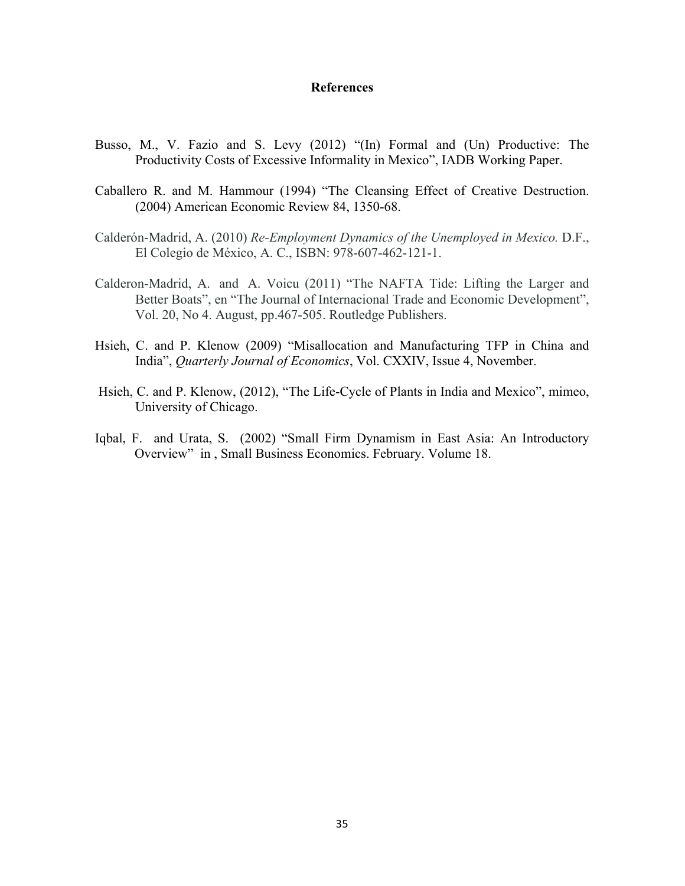# References

Busso, M., V. Fazio and S. Levy (2012) "(In) Formal and (Un) Productive: The Productivity Costs of Excessive Informality in Mexico", IADB Working Paper.

Caballero R. and M. Hammour (1994) "The Cleansing Effect of Creative Destruction. (2004) American Economic Review 84, 1350-68.

Calderón-Madrid, A. (2010) *Re-Employment Dynamics of the Unemployed in Mexico.* D.F., El Colegio de México, A. C., ISBN: 978-607-462-121-1.

Calderon-Madrid, A. and A. Voicu (2011) "The NAFTA Tide: Lifting the Larger and Better Boats", en "The Journal of Internacional Trade and Economic Development", Vol. 20, No 4. August, pp.467-505. Routledge Publishers.

Hsieh, C. and P. Klenow (2009) "Misallocation and Manufacturing TFP in China and India", *Quarterly Journal of Economics*, Vol. CXXIV, Issue 4, November.

Hsieh, C. and P. Klenow, (2012), "The Life-Cycle of Plants in India and Mexico", mimeo, University of Chicago.

Iqbal, F. and Urata, S. (2002) "Small Firm Dynamism in East Asia: An Introductory Overview" in , Small Business Economics. February. Volume 18.